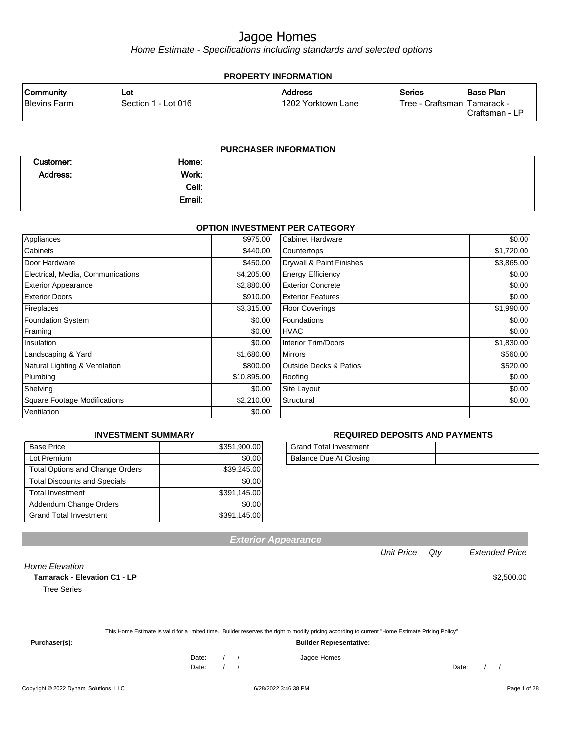# Jagoe Homes

*Home Estimate - Specifications including standards and selected options*

## PROPERTY INFORMATION

| Community | Lot | Address | Series | Base Plan |
|---|---|---|---|---|
| Blevins Farm | Section 1 - Lot 016 | 1202 Yorktown Lane | Tree - Craftsman | Tamarack - Craftsman - LP |

## PURCHASER INFORMATION

| | | | |
|---|---|---|---|
| Customer: | | Home: | |
| Address: | | Work: | |
| | | Cell: | |
| | | Email: | |

## OPTION INVESTMENT PER CATEGORY

| Category | Amount | Category | Amount |
|---|---|---|---|
| Appliances | $975.00 | Cabinet Hardware | $0.00 |
| Cabinets | $440.00 | Countertops | $1,720.00 |
| Door Hardware | $450.00 | Drywall & Paint Finishes | $3,865.00 |
| Electrical, Media, Communications | $4,205.00 | Energy Efficiency | $0.00 |
| Exterior Appearance | $2,880.00 | Exterior Concrete | $0.00 |
| Exterior Doors | $910.00 | Exterior Features | $0.00 |
| Fireplaces | $3,315.00 | Floor Coverings | $1,990.00 |
| Foundation System | $0.00 | Foundations | $0.00 |
| Framing | $0.00 | HVAC | $0.00 |
| Insulation | $0.00 | Interior Trim/Doors | $1,830.00 |
| Landscaping & Yard | $1,680.00 | Mirrors | $560.00 |
| Natural Lighting & Ventilation | $800.00 | Outside Decks & Patios | $520.00 |
| Plumbing | $10,895.00 | Roofing | $0.00 |
| Shelving | $0.00 | Site Layout | $0.00 |
| Square Footage Modifications | $2,210.00 | Structural | $0.00 |
| Ventilation | $0.00 | | |

## INVESTMENT SUMMARY

| | |
|---|---|
| Base Price | $351,900.00 |
| Lot Premium | $0.00 |
| Total Options and Change Orders | $39,245.00 |
| Total Discounts and Specials | $0.00 |
| Total Investment | $391,145.00 |
| Addendum Change Orders | $0.00 |
| Grand Total Investment | $391,145.00 |

## REQUIRED DEPOSITS AND PAYMENTS

| | |
|---|---|
| Grand Total Investment | |
| Balance Due At Closing | |

## Exterior Appearance

| | Unit Price | Qty | Extended Price |
|---|---|---|---|
| *Home Elevation* | | | |
| **Tamarack - Elevation C1 - LP** | | | $2,500.00 |
| Tree Series | | | |

This Home Estimate is valid for a limited time. Builder reserves the right to modify pricing according to current "Home Estimate Pricing Policy"

**Purchaser(s):** &nbsp;&nbsp;&nbsp;&nbsp; **Builder Representative:**

______________________ Date: / /

______________________ Date: / / &nbsp;&nbsp;&nbsp;&nbsp; Jagoe Homes ______________________ Date: / /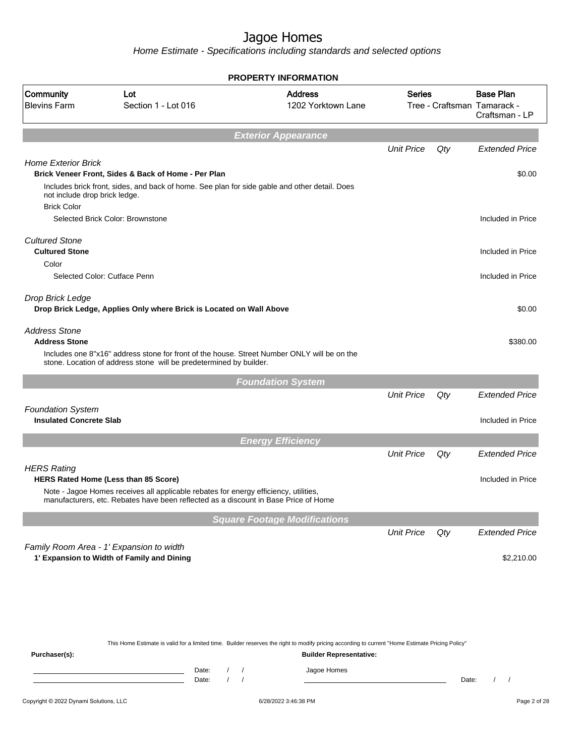# Jagoe Homes

*Home Estimate - Specifications including standards and selected options*

**PROPERTY INFORMATION**

| Community | Lot | Address | Series | Base Plan |
|---|---|---|---|---|
| Blevins Farm | Section 1 - Lot 016 | 1202 Yorktown Lane | Tree - Craftsman | Tamarack - Craftsman - LP |

## Exterior Appearance

| | Unit Price | Qty | Extended Price |
|---|---|---|---|
| *Home Exterior Brick* | | | |
| **Brick Veneer Front, Sides & Back of Home - Per Plan** | | | $0.00 |
| Includes brick front, sides, and back of home. See plan for side gable and other detail. Does not include drop brick ledge. | | | |
| Brick Color | | | |
| Selected Brick Color: Brownstone | | | Included in Price |
| *Cultured Stone* | | | |
| **Cultured Stone** | | | Included in Price |
| Color | | | |
| Selected Color: Cutface Penn | | | Included in Price |
| *Drop Brick Ledge* | | | |
| **Drop Brick Ledge, Applies Only where Brick is Located on Wall Above** | | | $0.00 |
| *Address Stone* | | | |
| **Address Stone** | | | $380.00 |
| Includes one 8"x16" address stone for front of the house. Street Number ONLY will be on the stone. Location of address stone will be predetermined by builder. | | | |

## Foundation System

| | Unit Price | Qty | Extended Price |
|---|---|---|---|
| *Foundation System* | | | |
| **Insulated Concrete Slab** | | | Included in Price |

## Energy Efficiency

| | Unit Price | Qty | Extended Price |
|---|---|---|---|
| *HERS Rating* | | | |
| **HERS Rated Home (Less than 85 Score)** | | | Included in Price |
| Note - Jagoe Homes receives all applicable rebates for energy efficiency, utilities, manufacturers, etc. Rebates have been reflected as a discount in Base Price of Home | | | |

## Square Footage Modifications

| | Unit Price | Qty | Extended Price |
|---|---|---|---|
| *Family Room Area - 1' Expansion to width* | | | |
| **1' Expansion to Width of Family and Dining** | | | $2,210.00 |

This Home Estimate is valid for a limited time. Builder reserves the right to modify pricing according to current "Home Estimate Pricing Policy"

**Purchaser(s):** Date: / / Date: / /

**Builder Representative:** Jagoe Homes Date: / /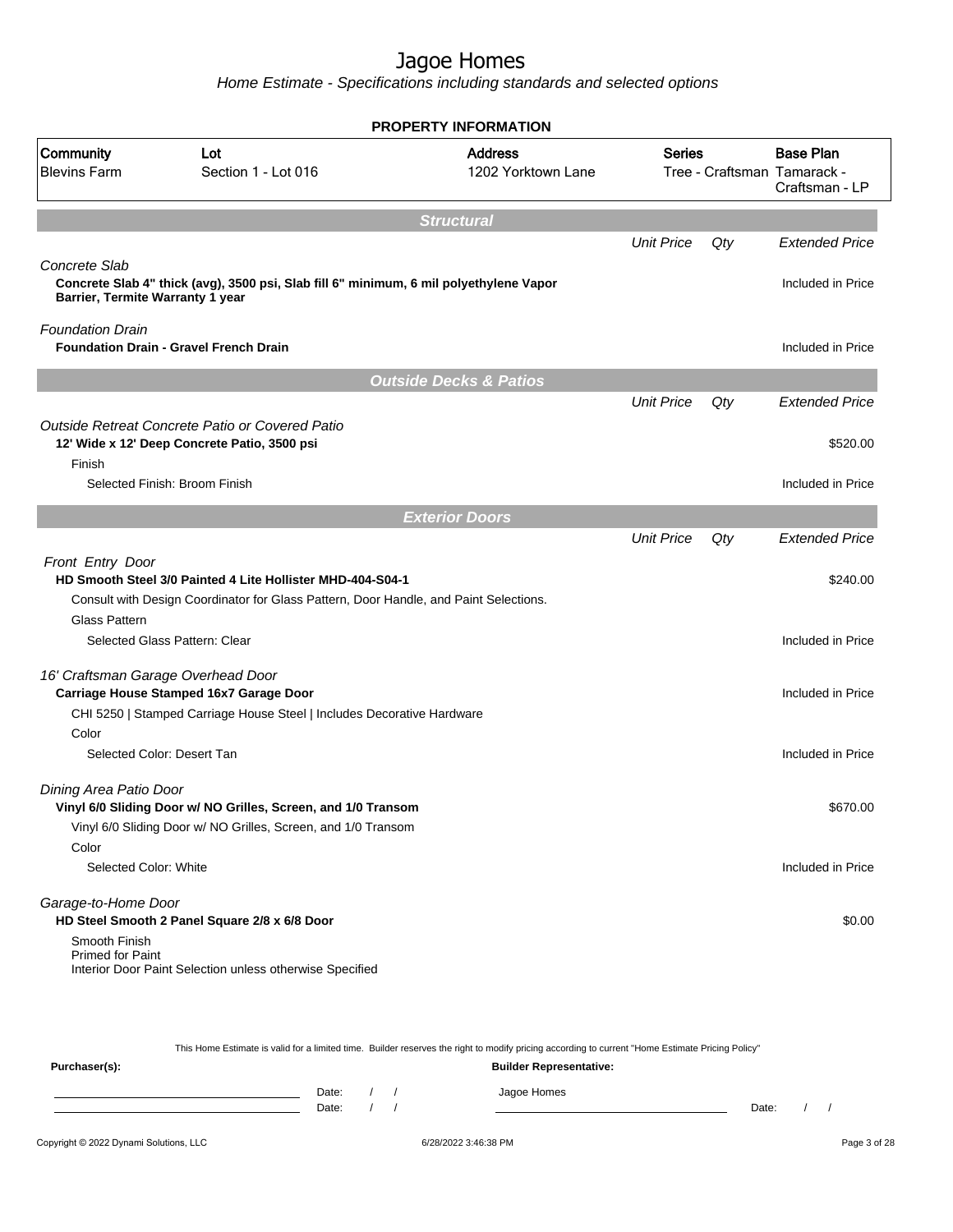# Jagoe Homes

*Home Estimate - Specifications including standards and selected options*

## PROPERTY INFORMATION

| Community | Lot | Address | Series | Base Plan |
|---|---|---|---|---|
| Blevins Farm | Section 1 - Lot 016 | 1202 Yorktown Lane | Tree - Craftsman | Tamarack - Craftsman - LP |

## Structural

| | Unit Price | Qty | Extended Price |
|---|---|---|---|
| *Concrete Slab* | | | |
| **Concrete Slab 4" thick (avg), 3500 psi, Slab fill 6" minimum, 6 mil polyethylene Vapor Barrier, Termite Warranty 1 year** | | | Included in Price |
| *Foundation Drain* | | | |
| **Foundation Drain - Gravel French Drain** | | | Included in Price |

## Outside Decks & Patios

| | Unit Price | Qty | Extended Price |
|---|---|---|---|
| *Outside Retreat Concrete Patio or Covered Patio* | | | |
| **12' Wide x 12' Deep Concrete Patio, 3500 psi** | | | $520.00 |
| Finish | | | |
| Selected Finish: Broom Finish | | | Included in Price |

## Exterior Doors

| | Unit Price | Qty | Extended Price |
|---|---|---|---|
| *Front Entry Door* | | | |
| **HD Smooth Steel 3/0 Painted 4 Lite Hollister MHD-404-S04-1** | | | $240.00 |
| Consult with Design Coordinator for Glass Pattern, Door Handle, and Paint Selections. | | | |
| Glass Pattern | | | |
| Selected Glass Pattern: Clear | | | Included in Price |
| *16' Craftsman Garage Overhead Door* | | | |
| **Carriage House Stamped 16x7 Garage Door** | | | Included in Price |
| CHI 5250 \| Stamped Carriage House Steel \| Includes Decorative Hardware | | | |
| Color | | | |
| Selected Color: Desert Tan | | | Included in Price |
| *Dining Area Patio Door* | | | |
| **Vinyl 6/0 Sliding Door w/ NO Grilles, Screen, and 1/0 Transom** | | | $670.00 |
| Vinyl 6/0 Sliding Door w/ NO Grilles, Screen, and 1/0 Transom | | | |
| Color | | | |
| Selected Color: White | | | Included in Price |
| *Garage-to-Home Door* | | | |
| **HD Steel Smooth 2 Panel Square 2/8 x 6/8 Door** | | | $0.00 |
| Smooth Finish<br>Primed for Paint<br>Interior Door Paint Selection unless otherwise Specified | | | |

This Home Estimate is valid for a limited time. Builder reserves the right to modify pricing according to current "Home Estimate Pricing Policy"

**Purchaser(s):** &nbsp;&nbsp;&nbsp;&nbsp; **Builder Representative:**

\_\_\_\_\_\_\_\_\_\_\_\_\_\_\_\_\_\_\_\_ Date: / / &nbsp;&nbsp;&nbsp;&nbsp; Jagoe Homes

\_\_\_\_\_\_\_\_\_\_\_\_\_\_\_\_\_\_\_\_ Date: / / &nbsp;&nbsp;&nbsp;&nbsp; \_\_\_\_\_\_\_\_\_\_\_\_\_\_\_\_\_\_\_\_ Date: / /

Copyright © 2022 Dynami Solutions, LLC &nbsp;&nbsp;&nbsp;&nbsp; 6/28/2022 3:46:38 PM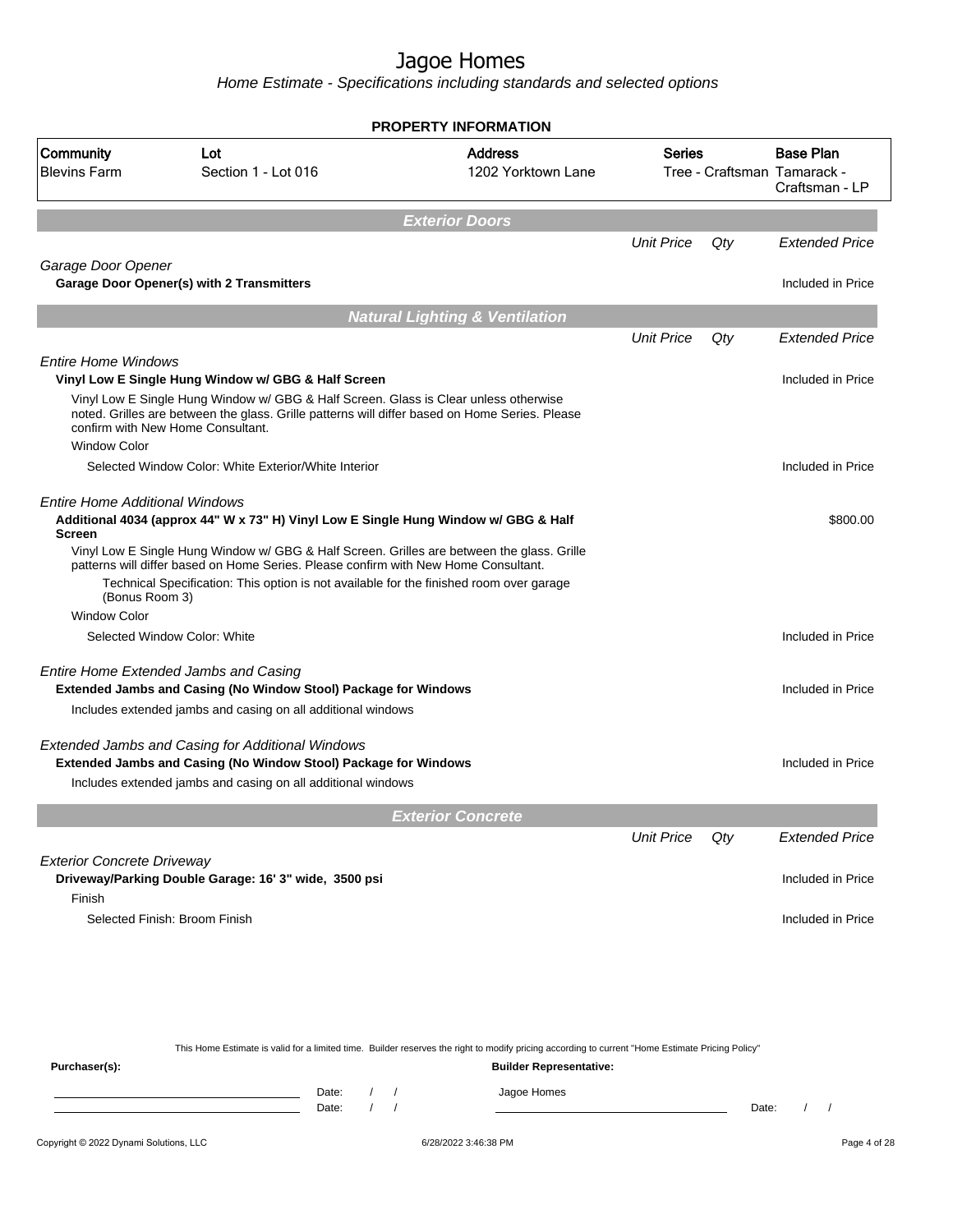# Jagoe Homes

*Home Estimate - Specifications including standards and selected options*

## PROPERTY INFORMATION

| Community | Lot | Address | Series | Base Plan |
|---|---|---|---|---|
| Blevins Farm | Section 1 - Lot 016 | 1202 Yorktown Lane | Tree - Craftsman | Tamarack - Craftsman - LP |

## Exterior Doors

| | Unit Price | Qty | Extended Price |
|---|---|---|---|
| *Garage Door Opener* | | | |
| **Garage Door Opener(s) with 2 Transmitters** | | | Included in Price |

## Natural Lighting & Ventilation

| | Unit Price | Qty | Extended Price |
|---|---|---|---|
| *Entire Home Windows* | | | |
| **Vinyl Low E Single Hung Window w/ GBG & Half Screen** | | | Included in Price |
| Vinyl Low E Single Hung Window w/ GBG & Half Screen. Glass is Clear unless otherwise noted. Grilles are between the glass. Grille patterns will differ based on Home Series. Please confirm with New Home Consultant. | | | |
| Window Color | | | |
| Selected Window Color: White Exterior/White Interior | | | Included in Price |
| *Entire Home Additional Windows* | | | |
| **Additional 4034 (approx 44" W x 73" H) Vinyl Low E Single Hung Window w/ GBG & Half Screen** | | | $800.00 |
| Vinyl Low E Single Hung Window w/ GBG & Half Screen. Grilles are between the glass. Grille patterns will differ based on Home Series. Please confirm with New Home Consultant. | | | |
| Technical Specification: This option is not available for the finished room over garage (Bonus Room 3) | | | |
| Window Color | | | |
| Selected Window Color: White | | | Included in Price |
| *Entire Home Extended Jambs and Casing* | | | |
| **Extended Jambs and Casing (No Window Stool) Package for Windows** | | | Included in Price |
| Includes extended jambs and casing on all additional windows | | | |
| *Extended Jambs and Casing for Additional Windows* | | | |
| **Extended Jambs and Casing (No Window Stool) Package for Windows** | | | Included in Price |
| Includes extended jambs and casing on all additional windows | | | |

## Exterior Concrete

| | Unit Price | Qty | Extended Price |
|---|---|---|---|
| *Exterior Concrete Driveway* | | | |
| **Driveway/Parking Double Garage: 16' 3" wide, 3500 psi** | | | Included in Price |
| Finish | | | |
| Selected Finish: Broom Finish | | | Included in Price |

This Home Estimate is valid for a limited time. Builder reserves the right to modify pricing according to current "Home Estimate Pricing Policy"

**Purchaser(s):** **Builder Representative:**

Date: / / Jagoe Homes

Date: / / Date: / /

Copyright © 2022 Dynami Solutions, LLC 6/28/2022 3:46:38 PM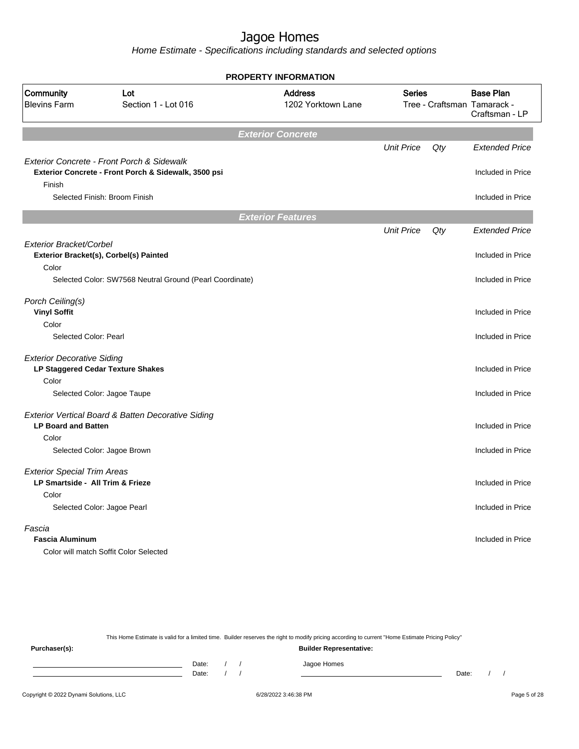# Jagoe Homes

Home Estimate - Specifications including standards and selected options

**PROPERTY INFORMATION**

| Community | Lot | Address | Series | Base Plan |
|---|---|---|---|---|
| Blevins Farm | Section 1 - Lot 016 | 1202 Yorktown Lane | Tree - Craftsman | Tamarack - Craftsman - LP |

## Exterior Concrete

| | Unit Price | Qty | Extended Price |
|---|---|---|---|
| *Exterior Concrete - Front Porch & Sidewalk* | | | |
| **Exterior Concrete - Front Porch & Sidewalk, 3500 psi** | | | Included in Price |
| Finish | | | |
| Selected Finish: Broom Finish | | | Included in Price |

## Exterior Features

| | Unit Price | Qty | Extended Price |
|---|---|---|---|
| *Exterior Bracket/Corbel* | | | |
| **Exterior Bracket(s), Corbel(s) Painted** | | | Included in Price |
| Color | | | |
| Selected Color: SW7568 Neutral Ground (Pearl Coordinate) | | | Included in Price |
| *Porch Ceiling(s)* | | | |
| **Vinyl Soffit** | | | Included in Price |
| Color | | | |
| Selected Color: Pearl | | | Included in Price |
| *Exterior Decorative Siding* | | | |
| **LP Staggered Cedar Texture Shakes** | | | Included in Price |
| Color | | | |
| Selected Color: Jagoe Taupe | | | Included in Price |
| *Exterior Vertical Board & Batten Decorative Siding* | | | |
| **LP Board and Batten** | | | Included in Price |
| Color | | | |
| Selected Color: Jagoe Brown | | | Included in Price |
| *Exterior Special Trim Areas* | | | |
| **LP Smartside - All Trim & Frieze** | | | Included in Price |
| Color | | | |
| Selected Color: Jagoe Pearl | | | Included in Price |
| *Fascia* | | | |
| **Fascia Aluminum** | | | Included in Price |
| Color will match Soffit Color Selected | | | |

This Home Estimate is valid for a limited time. Builder reserves the right to modify pricing according to current "Home Estimate Pricing Policy"

**Purchaser(s):** Date: / / Date: / /

**Builder Representative:** Jagoe Homes Date: / /

Copyright © 2022 Dynami Solutions, LLC 6/28/2022 3:46:38 PM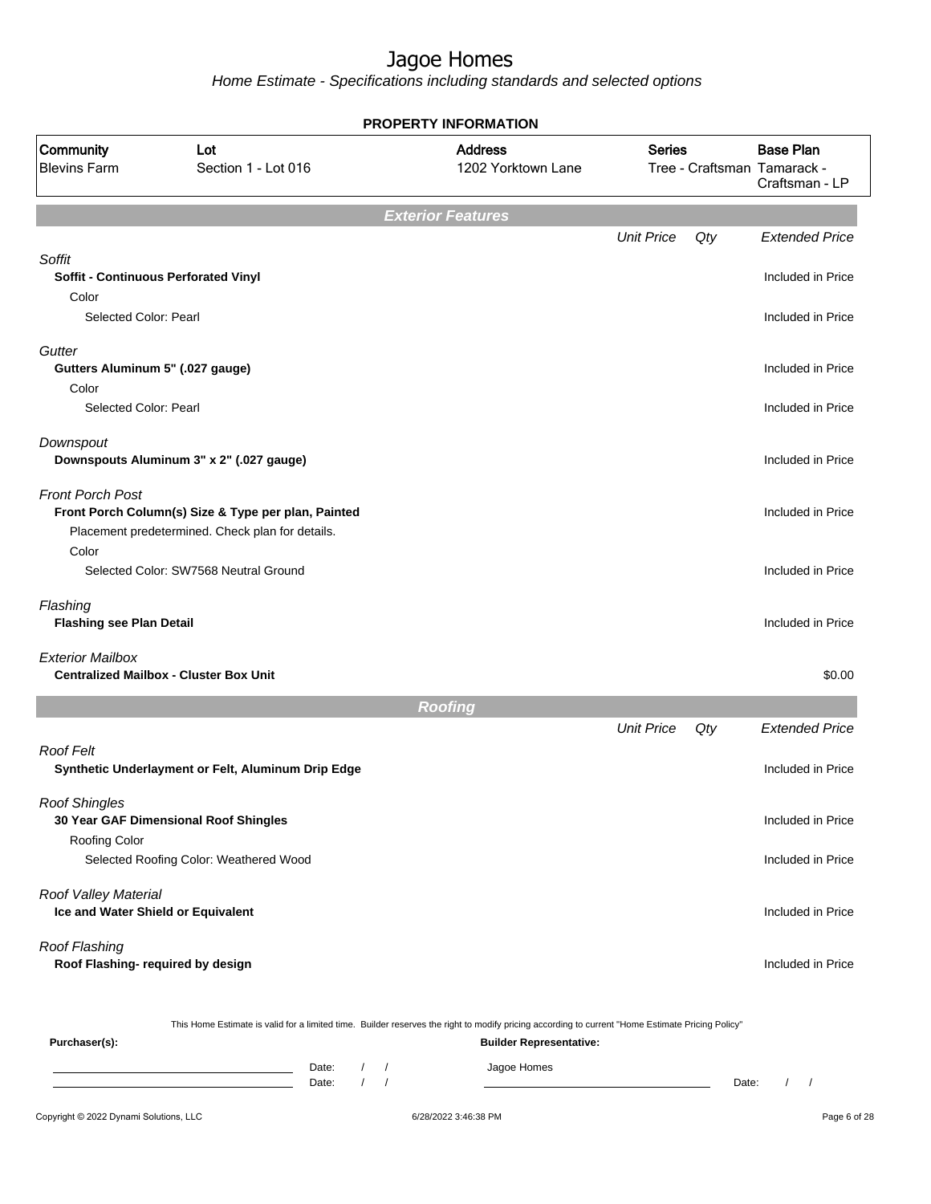# Jagoe Homes

Home Estimate - Specifications including standards and selected options

## PROPERTY INFORMATION

| Community | Lot | Address | Series | Base Plan |
|---|---|---|---|---|
| Blevins Farm | Section 1 - Lot 016 | 1202 Yorktown Lane | Tree - Craftsman | Tamarack - Craftsman - LP |

## Exterior Features

| | Unit Price | Qty | Extended Price |
|---|---|---|---|
| *Soffit* | | | |
| **Soffit - Continuous Perforated Vinyl** | | | Included in Price |
| Color | | | |
| Selected Color: Pearl | | | Included in Price |
| *Gutter* | | | |
| **Gutters Aluminum 5" (.027 gauge)** | | | Included in Price |
| Color | | | |
| Selected Color: Pearl | | | Included in Price |
| *Downspout* | | | |
| **Downspouts Aluminum 3" x 2" (.027 gauge)** | | | Included in Price |
| *Front Porch Post* | | | |
| **Front Porch Column(s) Size & Type per plan, Painted** | | | Included in Price |
| Placement predetermined. Check plan for details. | | | |
| Color | | | |
| Selected Color: SW7568 Neutral Ground | | | Included in Price |
| *Flashing* | | | |
| **Flashing see Plan Detail** | | | Included in Price |
| *Exterior Mailbox* | | | |
| **Centralized Mailbox - Cluster Box Unit** | | | $0.00 |

## Roofing

| | Unit Price | Qty | Extended Price |
|---|---|---|---|
| *Roof Felt* | | | |
| **Synthetic Underlayment or Felt, Aluminum Drip Edge** | | | Included in Price |
| *Roof Shingles* | | | |
| **30 Year GAF Dimensional Roof Shingles** | | | Included in Price |
| Roofing Color | | | |
| Selected Roofing Color: Weathered Wood | | | Included in Price |
| *Roof Valley Material* | | | |
| **Ice and Water Shield or Equivalent** | | | Included in Price |
| *Roof Flashing* | | | |
| **Roof Flashing- required by design** | | | Included in Price |

This Home Estimate is valid for a limited time. Builder reserves the right to modify pricing according to current "Home Estimate Pricing Policy"

**Purchaser(s):**

Date: / /

Date: / /

**Builder Representative:**

Jagoe Homes

Date: / /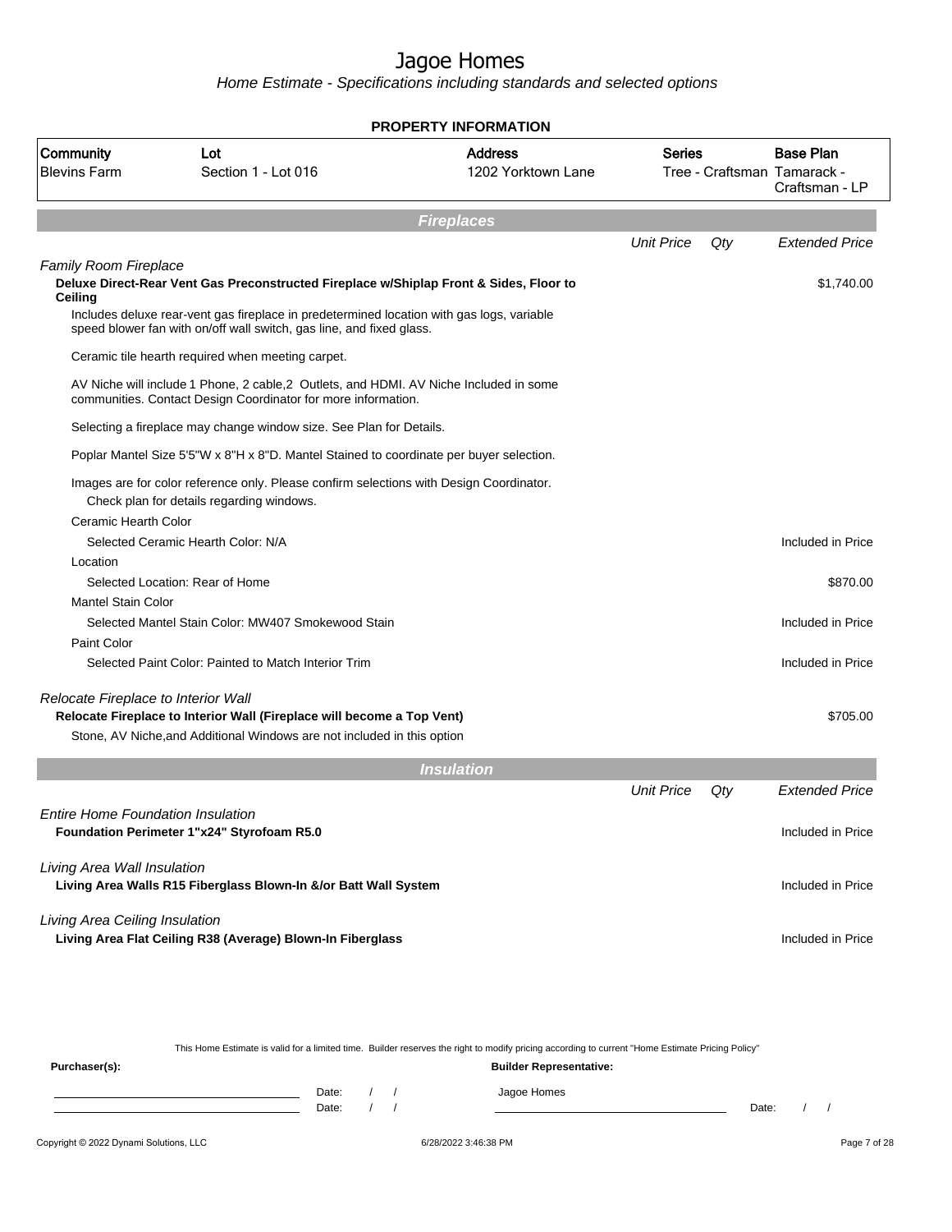# Jagoe Homes

*Home Estimate - Specifications including standards and selected options*

**PROPERTY INFORMATION**

| Community | Lot | Address | Series | Base Plan |
|---|---|---|---|---|
| Blevins Farm | Section 1 - Lot 016 | 1202 Yorktown Lane | Tree - Craftsman | Tamarack - Craftsman - LP |

## Fireplaces

| | Unit Price | Qty | Extended Price |
|---|---|---|---|
| *Family Room Fireplace* | | | |
| **Deluxe Direct-Rear Vent Gas Preconstructed Fireplace w/Shiplap Front & Sides, Floor to Ceiling** | | | $1,740.00 |
| Includes deluxe rear-vent gas fireplace in predetermined location with gas logs, variable speed blower fan with on/off wall switch, gas line, and fixed glass. | | | |
| Ceramic tile hearth required when meeting carpet. | | | |
| AV Niche will include 1 Phone, 2 cable,2 Outlets, and HDMI. AV Niche Included in some communities. Contact Design Coordinator for more information. | | | |
| Selecting a fireplace may change window size. See Plan for Details. | | | |
| Poplar Mantel Size 5'5"W x 8"H x 8"D. Mantel Stained to coordinate per buyer selection. | | | |
| Images are for color reference only. Please confirm selections with Design Coordinator. Check plan for details regarding windows. | | | |
| Ceramic Hearth Color | | | |
| Selected Ceramic Hearth Color: N/A | | | Included in Price |
| Location | | | |
| Selected Location: Rear of Home | | | $870.00 |
| Mantel Stain Color | | | |
| Selected Mantel Stain Color: MW407 Smokewood Stain | | | Included in Price |
| Paint Color | | | |
| Selected Paint Color: Painted to Match Interior Trim | | | Included in Price |
| *Relocate Fireplace to Interior Wall* | | | |
| **Relocate Fireplace to Interior Wall (Fireplace will become a Top Vent)** | | | $705.00 |
| Stone, AV Niche,and Additional Windows are not included in this option | | | |

## Insulation

| | Unit Price | Qty | Extended Price |
|---|---|---|---|
| *Entire Home Foundation Insulation* | | | |
| **Foundation Perimeter 1"x24" Styrofoam R5.0** | | | Included in Price |
| *Living Area Wall Insulation* | | | |
| **Living Area Walls R15 Fiberglass Blown-In &/or Batt Wall System** | | | Included in Price |
| *Living Area Ceiling Insulation* | | | |
| **Living Area Flat Ceiling R38 (Average) Blown-In Fiberglass** | | | Included in Price |

This Home Estimate is valid for a limited time. Builder reserves the right to modify pricing according to current "Home Estimate Pricing Policy"

**Purchaser(s):** Date: / / Date: / /

**Builder Representative:** Jagoe Homes Date: / /

Copyright © 2022 Dynami Solutions, LLC — 6/28/2022 3:46:38 PM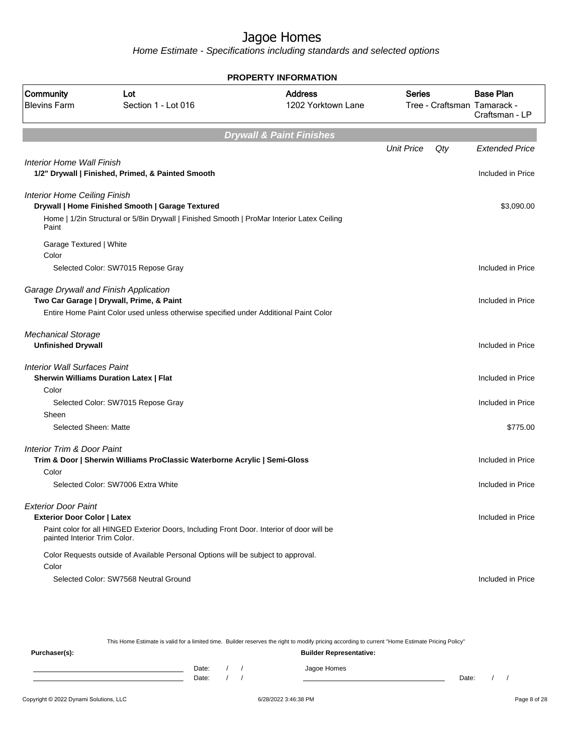# Jagoe Homes

*Home Estimate - Specifications including standards and selected options*

## PROPERTY INFORMATION

| Community | Lot | Address | Series | Base Plan |
|---|---|---|---|---|
| Blevins Farm | Section 1 - Lot 016 | 1202 Yorktown Lane | Tree - Craftsman | Tamarack - Craftsman - LP |

## Drywall & Paint Finishes

| | Unit Price | Qty | Extended Price |
|---|---|---|---|
| *Interior Home Wall Finish* | | | |
| **1/2" Drywall \| Finished, Primed, & Painted Smooth** | | | Included in Price |
| *Interior Home Ceiling Finish* | | | |
| **Drywall \| Home Finished Smooth \| Garage Textured** | | | $3,090.00 |
| Home \| 1/2in Structural or 5/8in Drywall \| Finished Smooth \| ProMar Interior Latex Ceiling Paint | | | |
| Garage Textured \| White | | | |
| Color | | | |
| Selected Color: SW7015 Repose Gray | | | Included in Price |
| *Garage Drywall and Finish Application* | | | |
| **Two Car Garage \| Drywall, Prime, & Paint** | | | Included in Price |
| Entire Home Paint Color used unless otherwise specified under Additional Paint Color | | | |
| *Mechanical Storage* | | | |
| **Unfinished Drywall** | | | Included in Price |
| *Interior Wall Surfaces Paint* | | | |
| **Sherwin Williams Duration Latex \| Flat** | | | Included in Price |
| Color | | | |
| Selected Color: SW7015 Repose Gray | | | Included in Price |
| Sheen | | | |
| Selected Sheen: Matte | | | $775.00 |
| *Interior Trim & Door Paint* | | | |
| **Trim & Door \| Sherwin Williams ProClassic Waterborne Acrylic \| Semi-Gloss** | | | Included in Price |
| Color | | | |
| Selected Color: SW7006 Extra White | | | Included in Price |
| *Exterior Door Paint* | | | |
| **Exterior Door Color \| Latex** | | | Included in Price |
| Paint color for all HINGED Exterior Doors, Including Front Door. Interior of door will be painted Interior Trim Color. | | | |
| Color Requests outside of Available Personal Options will be subject to approval. | | | |
| Color | | | |
| Selected Color: SW7568 Neutral Ground | | | Included in Price |

This Home Estimate is valid for a limited time. Builder reserves the right to modify pricing according to current "Home Estimate Pricing Policy"

**Purchaser(s):**

Date: / /

Date: / /

**Builder Representative:**

Jagoe Homes

Date: / /

Copyright © 2022 Dynami Solutions, LLC 6/28/2022 3:46:38 PM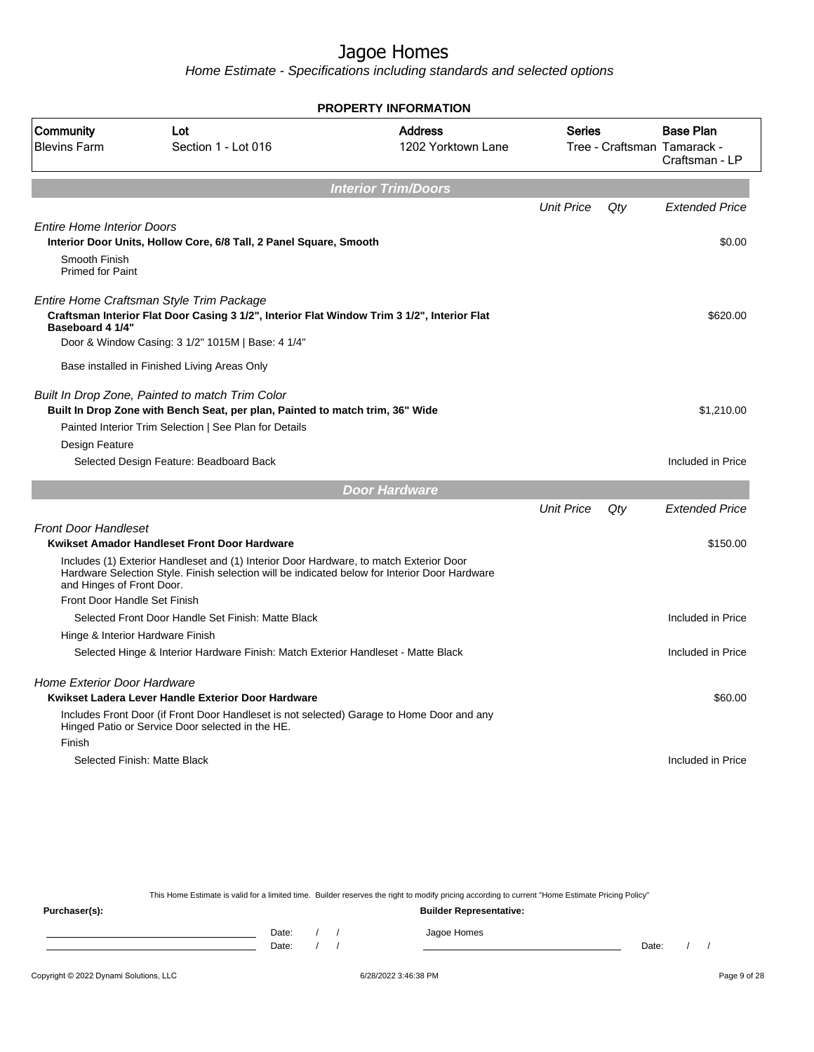# Jagoe Homes

Home Estimate - Specifications including standards and selected options

**PROPERTY INFORMATION**

| Community | Lot | Address | Series | Base Plan |
|---|---|---|---|---|
| Blevins Farm | Section 1 - Lot 016 | 1202 Yorktown Lane | Tree - Craftsman | Tamarack - Craftsman - LP |

## Interior Trim/Doors

| | Unit Price | Qty | Extended Price |
|---|---|---|---|
| *Entire Home Interior Doors* | | | |
| **Interior Door Units, Hollow Core, 6/8 Tall, 2 Panel Square, Smooth** | | | $0.00 |
| Smooth Finish<br>Primed for Paint | | | |
| *Entire Home Craftsman Style Trim Package* | | | |
| **Craftsman Interior Flat Door Casing 3 1/2", Interior Flat Window Trim 3 1/2", Interior Flat Baseboard 4 1/4"** | | | $620.00 |
| Door & Window Casing: 3 1/2" 1015M \| Base: 4 1/4" | | | |
| Base installed in Finished Living Areas Only | | | |
| *Built In Drop Zone, Painted to match Trim Color* | | | |
| **Built In Drop Zone with Bench Seat, per plan, Painted to match trim, 36" Wide** | | | $1,210.00 |
| Painted Interior Trim Selection \| See Plan for Details | | | |
| Design Feature | | | |
| Selected Design Feature: Beadboard Back | | | Included in Price |

## Door Hardware

| | Unit Price | Qty | Extended Price |
|---|---|---|---|
| *Front Door Handleset* | | | |
| **Kwikset Amador Handleset Front Door Hardware** | | | $150.00 |
| Includes (1) Exterior Handleset and (1) Interior Door Hardware, to match Exterior Door Hardware Selection Style. Finish selection will be indicated below for Interior Door Hardware and Hinges of Front Door. | | | |
| Front Door Handle Set Finish | | | |
| Selected Front Door Handle Set Finish: Matte Black | | | Included in Price |
| Hinge & Interior Hardware Finish | | | |
| Selected Hinge & Interior Hardware Finish: Match Exterior Handleset - Matte Black | | | Included in Price |
| *Home Exterior Door Hardware* | | | |
| **Kwikset Ladera Lever Handle Exterior Door Hardware** | | | $60.00 |
| Includes Front Door (if Front Door Handleset is not selected) Garage to Home Door and any Hinged Patio or Service Door selected in the HE. | | | |
| Finish | | | |
| Selected Finish: Matte Black | | | Included in Price |

This Home Estimate is valid for a limited time. Builder reserves the right to modify pricing according to current "Home Estimate Pricing Policy"

**Purchaser(s):** **Builder Representative:**

Date: / /
Date: / /

Jagoe Homes

Date: / /

Copyright © 2022 Dynami Solutions, LLC 6/28/2022 3:46:38 PM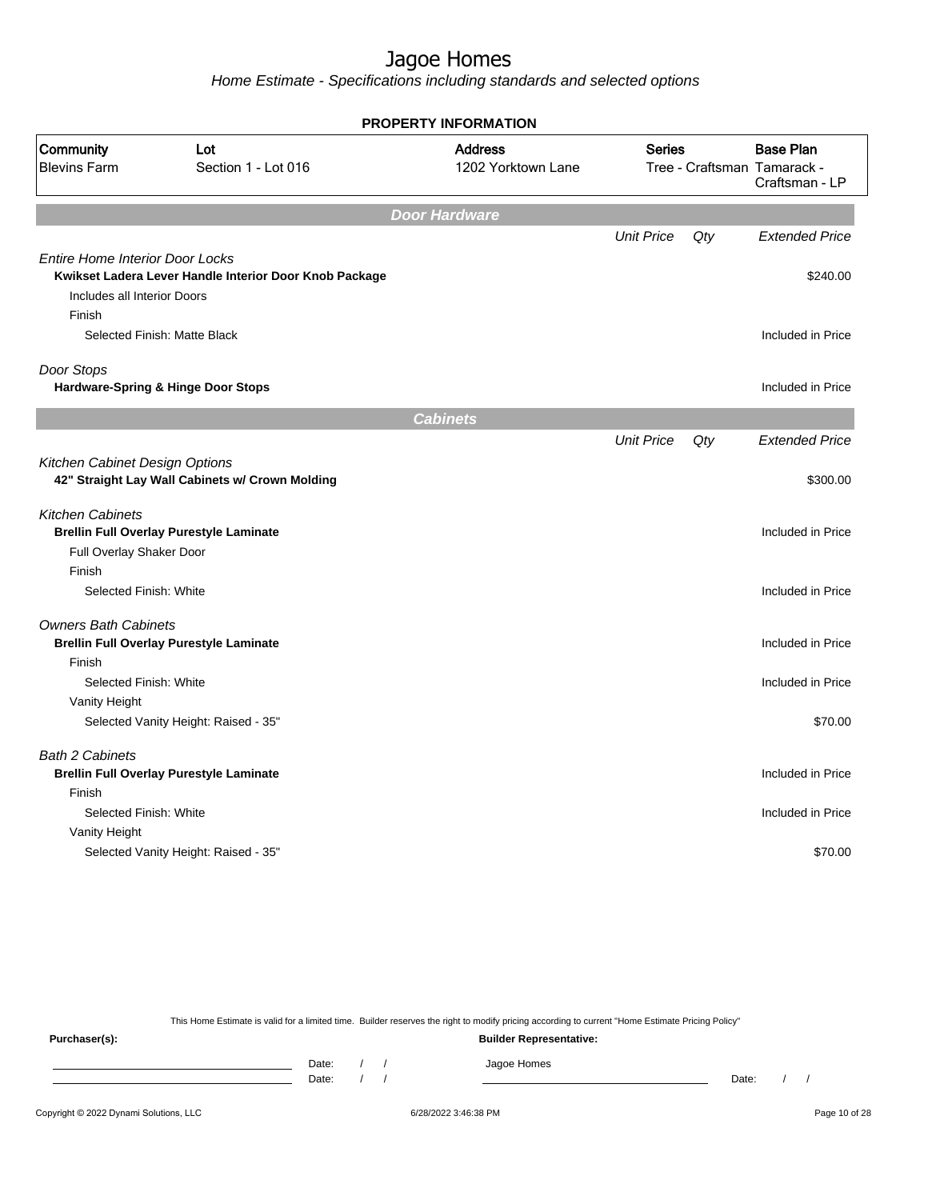# Jagoe Homes

*Home Estimate - Specifications including standards and selected options*

**PROPERTY INFORMATION**

| Community | Lot | Address | Series | Base Plan |
|---|---|---|---|---|
| Blevins Farm | Section 1 - Lot 016 | 1202 Yorktown Lane | Tree - Craftsman | Tamarack - Craftsman - LP |

## Door Hardware

| | Unit Price | Qty | Extended Price |
|---|---|---|---|
| *Entire Home Interior Door Locks* | | | |
| **Kwikset Ladera Lever Handle Interior Door Knob Package** | | | $240.00 |
| Includes all Interior Doors | | | |
| Finish | | | |
| Selected Finish: Matte Black | | | Included in Price |
| *Door Stops* | | | |
| **Hardware-Spring & Hinge Door Stops** | | | Included in Price |

## Cabinets

| | Unit Price | Qty | Extended Price |
|---|---|---|---|
| *Kitchen Cabinet Design Options* | | | |
| **42" Straight Lay Wall Cabinets w/ Crown Molding** | | | $300.00 |
| *Kitchen Cabinets* | | | |
| **Brellin Full Overlay Purestyle Laminate** | | | Included in Price |
| Full Overlay Shaker Door | | | |
| Finish | | | |
| Selected Finish: White | | | Included in Price |
| *Owners Bath Cabinets* | | | |
| **Brellin Full Overlay Purestyle Laminate** | | | Included in Price |
| Finish | | | |
| Selected Finish: White | | | Included in Price |
| Vanity Height | | | |
| Selected Vanity Height: Raised - 35" | | | $70.00 |
| *Bath 2 Cabinets* | | | |
| **Brellin Full Overlay Purestyle Laminate** | | | Included in Price |
| Finish | | | |
| Selected Finish: White | | | Included in Price |
| Vanity Height | | | |
| Selected Vanity Height: Raised - 35" | | | $70.00 |

This Home Estimate is valid for a limited time. Builder reserves the right to modify pricing according to current "Home Estimate Pricing Policy"

**Purchaser(s):**

Date: / /

Date: / /

**Builder Representative:**

Jagoe Homes

Date: / /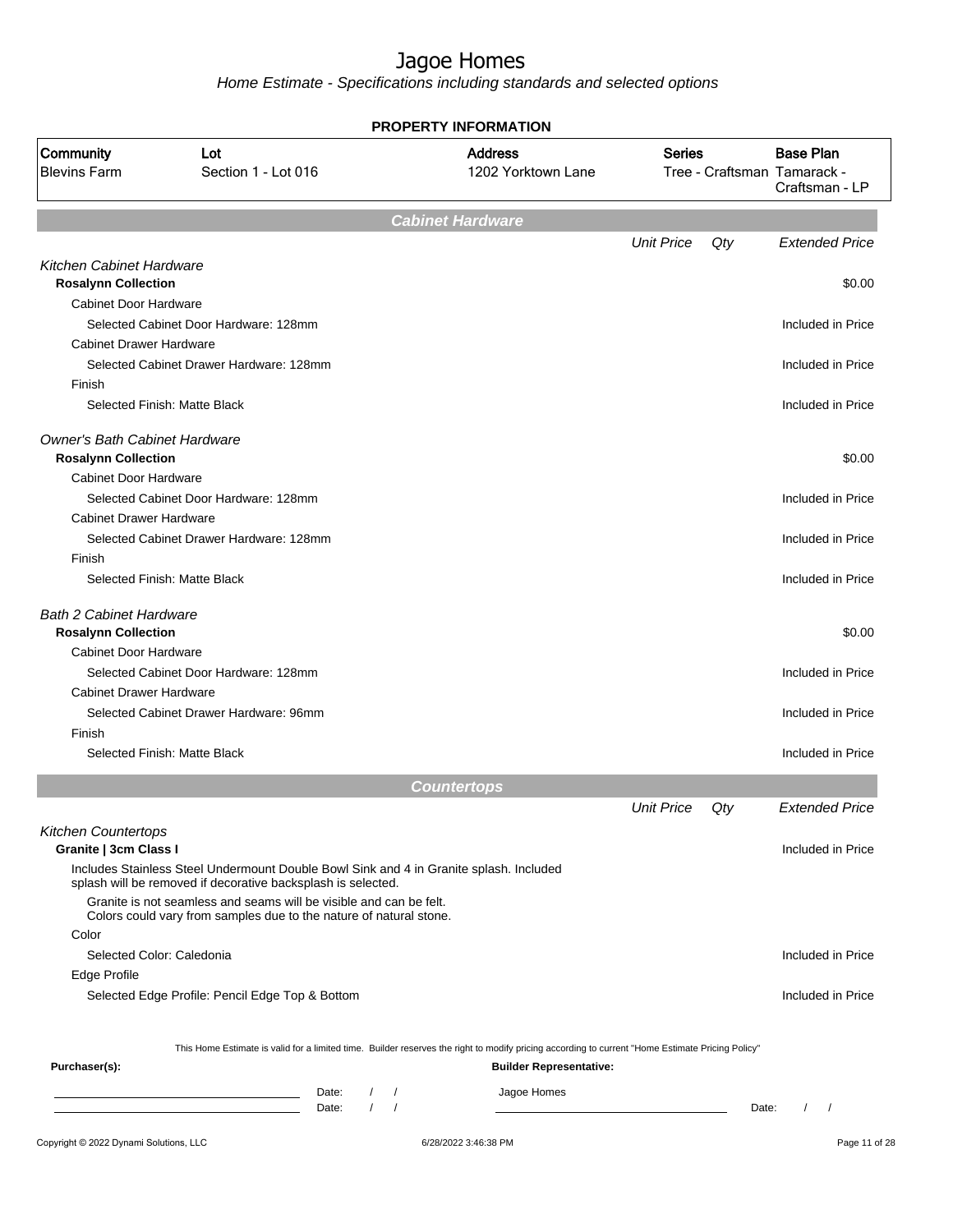# Jagoe Homes

*Home Estimate - Specifications including standards and selected options*

**PROPERTY INFORMATION**

| Community | Lot | Address | Series | Base Plan |
|---|---|---|---|---|
| Blevins Farm | Section 1 - Lot 016 | 1202 Yorktown Lane | Tree - Craftsman | Tamarack - Craftsman - LP |

## Cabinet Hardware

| | Unit Price | Qty | Extended Price |
|---|---|---|---|
| *Kitchen Cabinet Hardware* | | | |
| **Rosalynn Collection** | | | $0.00 |
| Cabinet Door Hardware | | | |
| Selected Cabinet Door Hardware: 128mm | | | Included in Price |
| Cabinet Drawer Hardware | | | |
| Selected Cabinet Drawer Hardware: 128mm | | | Included in Price |
| Finish | | | |
| Selected Finish: Matte Black | | | Included in Price |
| *Owner's Bath Cabinet Hardware* | | | |
| **Rosalynn Collection** | | | $0.00 |
| Cabinet Door Hardware | | | |
| Selected Cabinet Door Hardware: 128mm | | | Included in Price |
| Cabinet Drawer Hardware | | | |
| Selected Cabinet Drawer Hardware: 128mm | | | Included in Price |
| Finish | | | |
| Selected Finish: Matte Black | | | Included in Price |
| *Bath 2 Cabinet Hardware* | | | |
| **Rosalynn Collection** | | | $0.00 |
| Cabinet Door Hardware | | | |
| Selected Cabinet Door Hardware: 128mm | | | Included in Price |
| Cabinet Drawer Hardware | | | |
| Selected Cabinet Drawer Hardware: 96mm | | | Included in Price |
| Finish | | | |
| Selected Finish: Matte Black | | | Included in Price |

## Countertops

| | Unit Price | Qty | Extended Price |
|---|---|---|---|
| *Kitchen Countertops* | | | |
| **Granite \| 3cm Class I** | | | Included in Price |
| Includes Stainless Steel Undermount Double Bowl Sink and 4 in Granite splash. Included splash will be removed if decorative backsplash is selected. | | | |
| Granite is not seamless and seams will be visible and can be felt. Colors could vary from samples due to the nature of natural stone. | | | |
| Color | | | |
| Selected Color: Caledonia | | | Included in Price |
| Edge Profile | | | |
| Selected Edge Profile: Pencil Edge Top & Bottom | | | Included in Price |

This Home Estimate is valid for a limited time. Builder reserves the right to modify pricing according to current "Home Estimate Pricing Policy"

**Purchaser(s):**

Date: / /

Date: / /

**Builder Representative:**

Jagoe Homes

Date: / /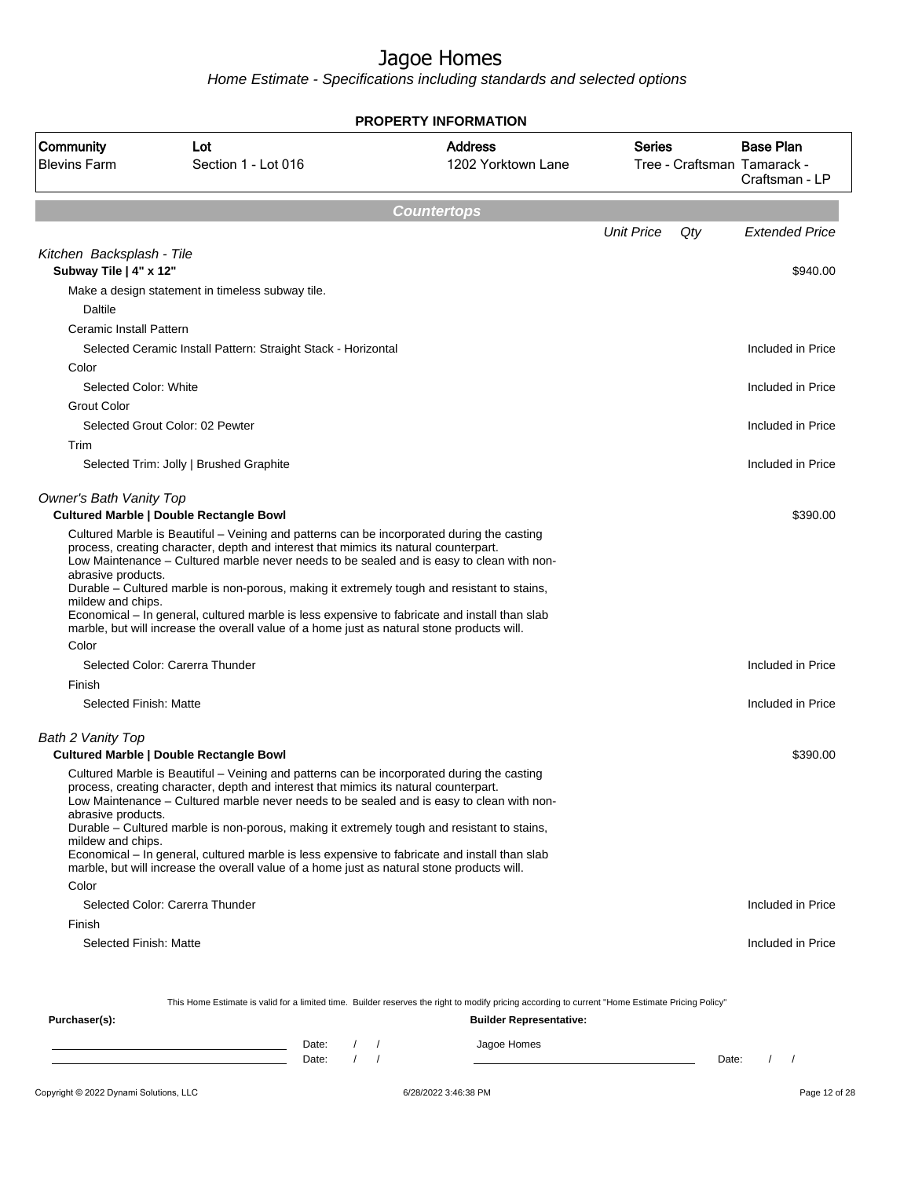# Jagoe Homes

*Home Estimate - Specifications including standards and selected options*

**PROPERTY INFORMATION**

| Community | Lot | Address | Series | Base Plan |
|---|---|---|---|---|
| Blevins Farm | Section 1 - Lot 016 | 1202 Yorktown Lane | Tree - Craftsman | Tamarack - Craftsman - LP |

## Countertops

| | Unit Price | Qty | Extended Price |
|---|---|---|---|
| *Kitchen Backsplash - Tile* | | | |
| **Subway Tile \| 4" x 12"** | | | $940.00 |
| Make a design statement in timeless subway tile. | | | |
| Daltile | | | |
| Ceramic Install Pattern | | | |
| Selected Ceramic Install Pattern: Straight Stack - Horizontal | | | Included in Price |
| Color | | | |
| Selected Color: White | | | Included in Price |
| Grout Color | | | |
| Selected Grout Color: 02 Pewter | | | Included in Price |
| Trim | | | |
| Selected Trim: Jolly \| Brushed Graphite | | | Included in Price |
| *Owner's Bath Vanity Top* | | | |
| **Cultured Marble \| Double Rectangle Bowl** | | | $390.00 |
| Cultured Marble is Beautiful – Veining and patterns can be incorporated during the casting process, creating character, depth and interest that mimics its natural counterpart. Low Maintenance – Cultured marble never needs to be sealed and is easy to clean with non-abrasive products. Durable – Cultured marble is non-porous, making it extremely tough and resistant to stains, mildew and chips. Economical – In general, cultured marble is less expensive to fabricate and install than slab marble, but will increase the overall value of a home just as natural stone products will. | | | |
| Color | | | |
| Selected Color: Carerra Thunder | | | Included in Price |
| Finish | | | |
| Selected Finish: Matte | | | Included in Price |
| *Bath 2 Vanity Top* | | | |
| **Cultured Marble \| Double Rectangle Bowl** | | | $390.00 |
| Cultured Marble is Beautiful – Veining and patterns can be incorporated during the casting process, creating character, depth and interest that mimics its natural counterpart. Low Maintenance – Cultured marble never needs to be sealed and is easy to clean with non-abrasive products. Durable – Cultured marble is non-porous, making it extremely tough and resistant to stains, mildew and chips. Economical – In general, cultured marble is less expensive to fabricate and install than slab marble, but will increase the overall value of a home just as natural stone products will. | | | |
| Color | | | |
| Selected Color: Carerra Thunder | | | Included in Price |
| Finish | | | |
| Selected Finish: Matte | | | Included in Price |

This Home Estimate is valid for a limited time. Builder reserves the right to modify pricing according to current "Home Estimate Pricing Policy"

**Purchaser(s):**

Date: / /

Date: / /

**Builder Representative:**

Jagoe Homes

Date: / /

Copyright © 2022 Dynami Solutions, LLC — 6/28/2022 3:46:38 PM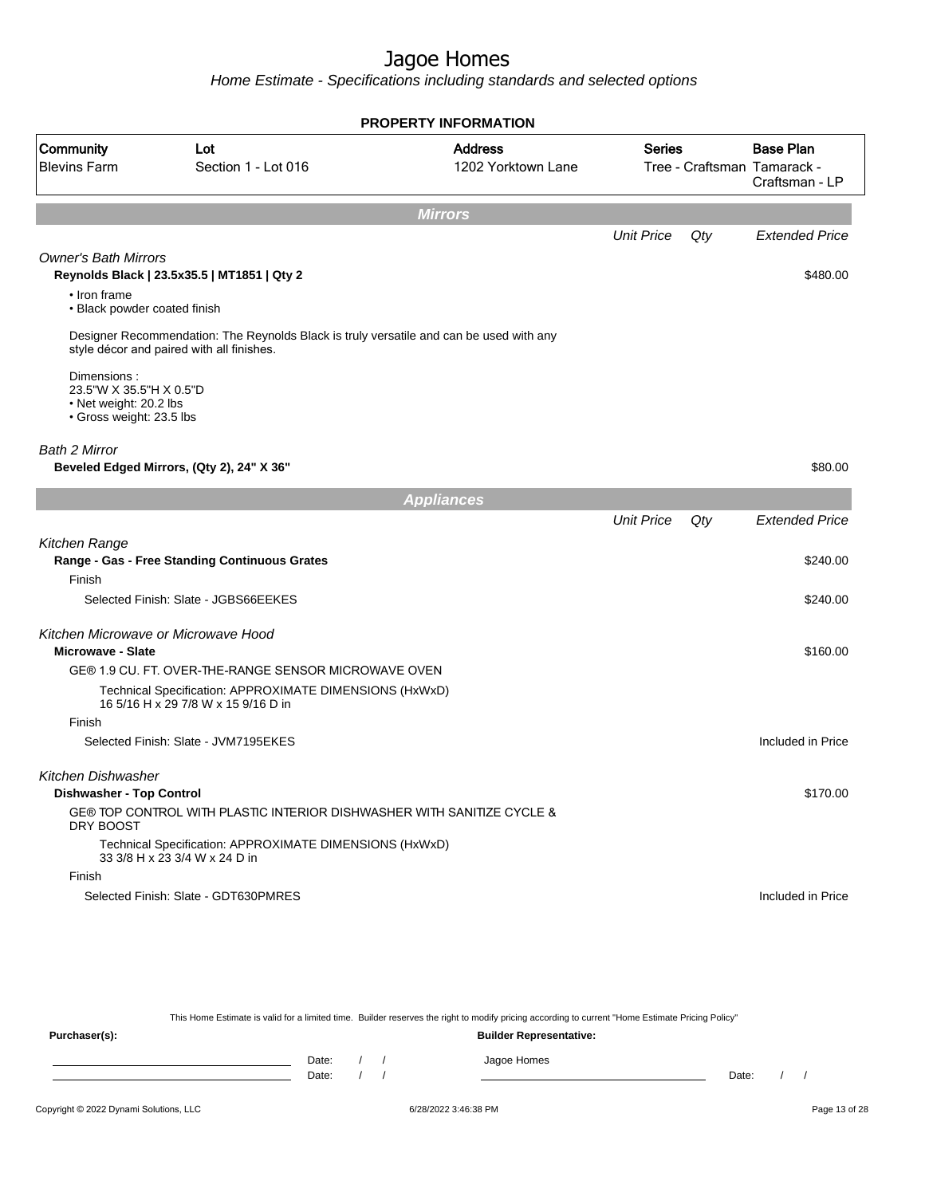# Jagoe Homes

*Home Estimate - Specifications including standards and selected options*

**PROPERTY INFORMATION**

| Community | Lot | Address | Series | Base Plan |
|---|---|---|---|---|
| Blevins Farm | Section 1 - Lot 016 | 1202 Yorktown Lane | Tree - Craftsman | Tamarack - Craftsman - LP |

## Mirrors

| | Unit Price | Qty | Extended Price |
|---|---|---|---|
| *Owner's Bath Mirrors* | | | |
| **Reynolds Black \| 23.5x35.5 \| MT1851 \| Qty 2** | | | $480.00 |
| Bath 2 Mirror | | | |
| **Beveled Edged Mirrors, (Qty 2), 24" X 36"** | | | $80.00 |

*Owner's Bath Mirrors*

**Reynolds Black | 23.5x35.5 | MT1851 | Qty 2** — $480.00

- Iron frame
- Black powder coated finish

Designer Recommendation: The Reynolds Black is truly versatile and can be used with any style décor and paired with all finishes.

Dimensions :
23.5"W X 35.5"H X 0.5"D
- Net weight: 20.2 lbs
- Gross weight: 23.5 lbs

*Bath 2 Mirror*

**Beveled Edged Mirrors, (Qty 2), 24" X 36"** — $80.00

## Appliances

| | Unit Price | Qty | Extended Price |
|---|---|---|---|

*Kitchen Range*

**Range - Gas - Free Standing Continuous Grates** — $240.00

Finish

Selected Finish: Slate - JGBS66EEKES — $240.00

*Kitchen Microwave or Microwave Hood*

**Microwave - Slate** — $160.00

GE® 1.9 CU. FT. OVER-THE-RANGE SENSOR MICROWAVE OVEN

Technical Specification: APPROXIMATE DIMENSIONS (HxWxD)
16 5/16 H x 29 7/8 W x 15 9/16 D in

Finish

Selected Finish: Slate - JVM7195EKES — Included in Price

*Kitchen Dishwasher*

**Dishwasher - Top Control** — $170.00

GE® TOP CONTROL WITH PLASTIC INTERIOR DISHWASHER WITH SANITIZE CYCLE & DRY BOOST

Technical Specification: APPROXIMATE DIMENSIONS (HxWxD)
33 3/8 H x 23 3/4 W x 24 D in

Finish

Selected Finish: Slate - GDT630PMRES — Included in Price

This Home Estimate is valid for a limited time. Builder reserves the right to modify pricing according to current "Home Estimate Pricing Policy"

**Purchaser(s):** &nbsp;&nbsp;&nbsp;&nbsp; **Builder Representative:**

Date: / / &nbsp;&nbsp;&nbsp; Jagoe Homes

Date: / / &nbsp;&nbsp;&nbsp; Date: / /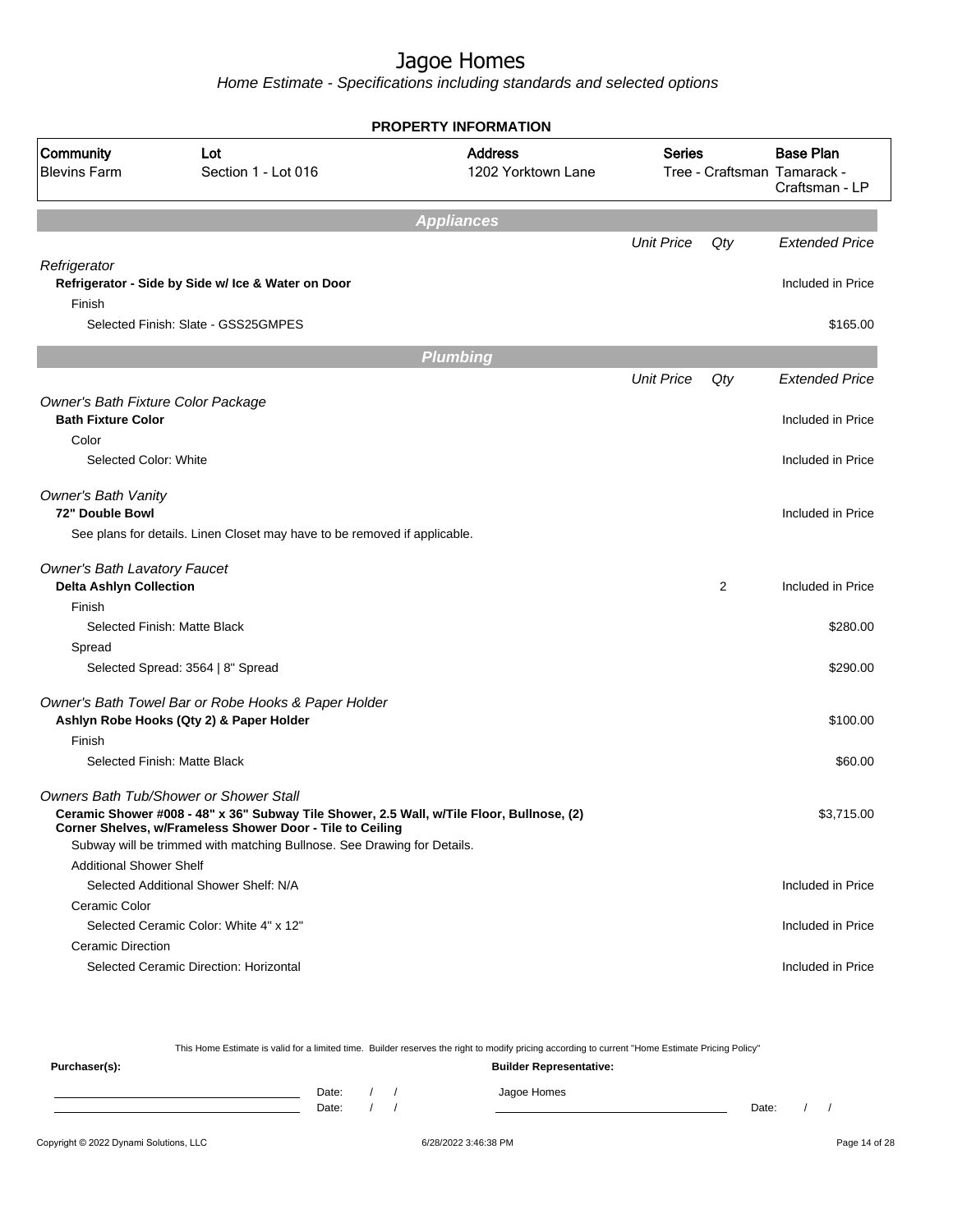# Jagoe Homes

Home Estimate - Specifications including standards and selected options

**PROPERTY INFORMATION**

| Community | Lot | Address | Series | Base Plan |
|---|---|---|---|---|
| Blevins Farm | Section 1 - Lot 016 | 1202 Yorktown Lane | Tree - Craftsman | Tamarack - Craftsman - LP |

## Appliances

| | Unit Price | Qty | Extended Price |
|---|---|---|---|
| *Refrigerator* | | | |
| **Refrigerator - Side by Side w/ Ice & Water on Door** | | | Included in Price |
| Finish | | | |
| Selected Finish: Slate - GSS25GMPES | | | $165.00 |

## Plumbing

| | Unit Price | Qty | Extended Price |
|---|---|---|---|
| *Owner's Bath Fixture Color Package* | | | |
| **Bath Fixture Color** | | | Included in Price |
| Color | | | |
| Selected Color: White | | | Included in Price |
| *Owner's Bath Vanity* | | | |
| **72" Double Bowl** | | | Included in Price |
| See plans for details. Linen Closet may have to be removed if applicable. | | | |
| *Owner's Bath Lavatory Faucet* | | | |
| **Delta Ashlyn Collection** | | 2 | Included in Price |
| Finish | | | |
| Selected Finish: Matte Black | | | $280.00 |
| Spread | | | |
| Selected Spread: 3564 \| 8" Spread | | | $290.00 |
| *Owner's Bath Towel Bar or Robe Hooks & Paper Holder* | | | |
| **Ashlyn Robe Hooks (Qty 2) & Paper Holder** | | | $100.00 |
| Finish | | | |
| Selected Finish: Matte Black | | | $60.00 |
| *Owners Bath Tub/Shower or Shower Stall* | | | |
| **Ceramic Shower #008 - 48" x 36" Subway Tile Shower, 2.5 Wall, w/Tile Floor, Bullnose, (2) Corner Shelves, w/Frameless Shower Door - Tile to Ceiling** | | | $3,715.00 |
| Subway will be trimmed with matching Bullnose. See Drawing for Details. | | | |
| Additional Shower Shelf | | | |
| Selected Additional Shower Shelf: N/A | | | Included in Price |
| Ceramic Color | | | |
| Selected Ceramic Color: White 4" x 12" | | | Included in Price |
| Ceramic Direction | | | |
| Selected Ceramic Direction: Horizontal | | | Included in Price |

This Home Estimate is valid for a limited time. Builder reserves the right to modify pricing according to current "Home Estimate Pricing Policy"

**Purchaser(s):**

Date: / /

Date: / /

**Builder Representative:**

Jagoe Homes

Date: / /

Copyright © 2022 Dynami Solutions, LLC — 6/28/2022 3:46:38 PM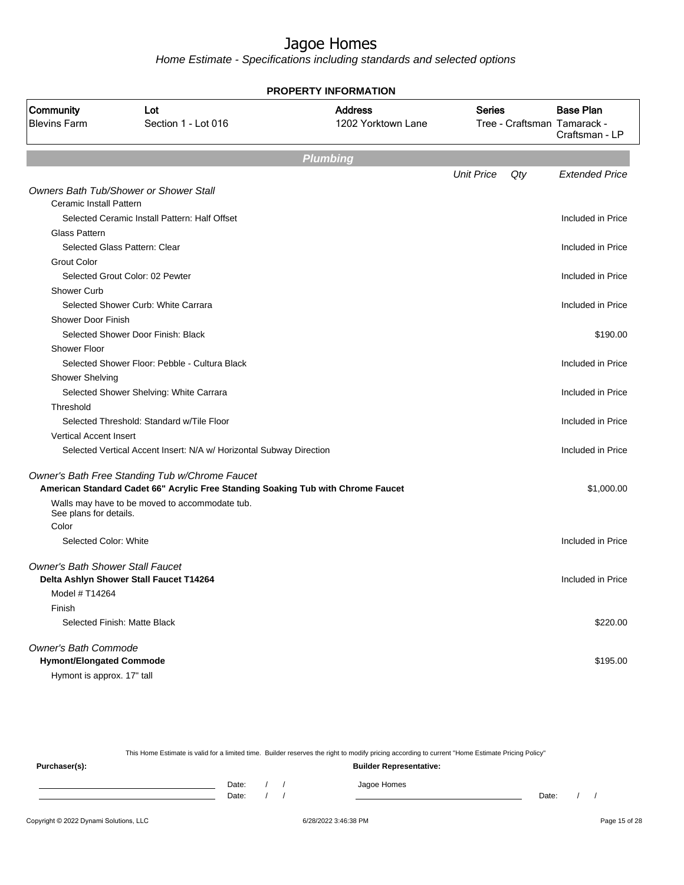# Jagoe Homes

*Home Estimate - Specifications including standards and selected options*

**PROPERTY INFORMATION**

| Community | Lot | Address | Series | Base Plan |
|---|---|---|---|---|
| Blevins Farm | Section 1 - Lot 016 | 1202 Yorktown Lane | Tree - Craftsman | Tamarack - Craftsman - LP |

## Plumbing

| | Unit Price | Qty | Extended Price |
|---|---|---|---|
| *Owners Bath Tub/Shower or Shower Stall* | | | |
| Ceramic Install Pattern | | | |
| Selected Ceramic Install Pattern: Half Offset | | | Included in Price |
| Glass Pattern | | | |
| Selected Glass Pattern: Clear | | | Included in Price |
| Grout Color | | | |
| Selected Grout Color: 02 Pewter | | | Included in Price |
| Shower Curb | | | |
| Selected Shower Curb: White Carrara | | | Included in Price |
| Shower Door Finish | | | |
| Selected Shower Door Finish: Black | | | $190.00 |
| Shower Floor | | | |
| Selected Shower Floor: Pebble - Cultura Black | | | Included in Price |
| Shower Shelving | | | |
| Selected Shower Shelving: White Carrara | | | Included in Price |
| Threshold | | | |
| Selected Threshold: Standard w/Tile Floor | | | Included in Price |
| Vertical Accent Insert | | | |
| Selected Vertical Accent Insert: N/A w/ Horizontal Subway Direction | | | Included in Price |
| *Owner's Bath Free Standing Tub w/Chrome Faucet* | | | |
| **American Standard Cadet 66" Acrylic Free Standing Soaking Tub with Chrome Faucet** | | | $1,000.00 |
| Walls may have to be moved to accommodate tub. See plans for details. | | | |
| Color | | | |
| Selected Color: White | | | Included in Price |
| *Owner's Bath Shower Stall Faucet* | | | |
| **Delta Ashlyn Shower Stall Faucet T14264** | | | Included in Price |
| Model # T14264 | | | |
| Finish | | | |
| Selected Finish: Matte Black | | | $220.00 |
| *Owner's Bath Commode* | | | |
| **Hymont/Elongated Commode** | | | $195.00 |
| Hymont is approx. 17" tall | | | |

This Home Estimate is valid for a limited time. Builder reserves the right to modify pricing according to current "Home Estimate Pricing Policy"

**Purchaser(s):**

Date: / /

Date: / /

**Builder Representative:**

Jagoe Homes

Date: / /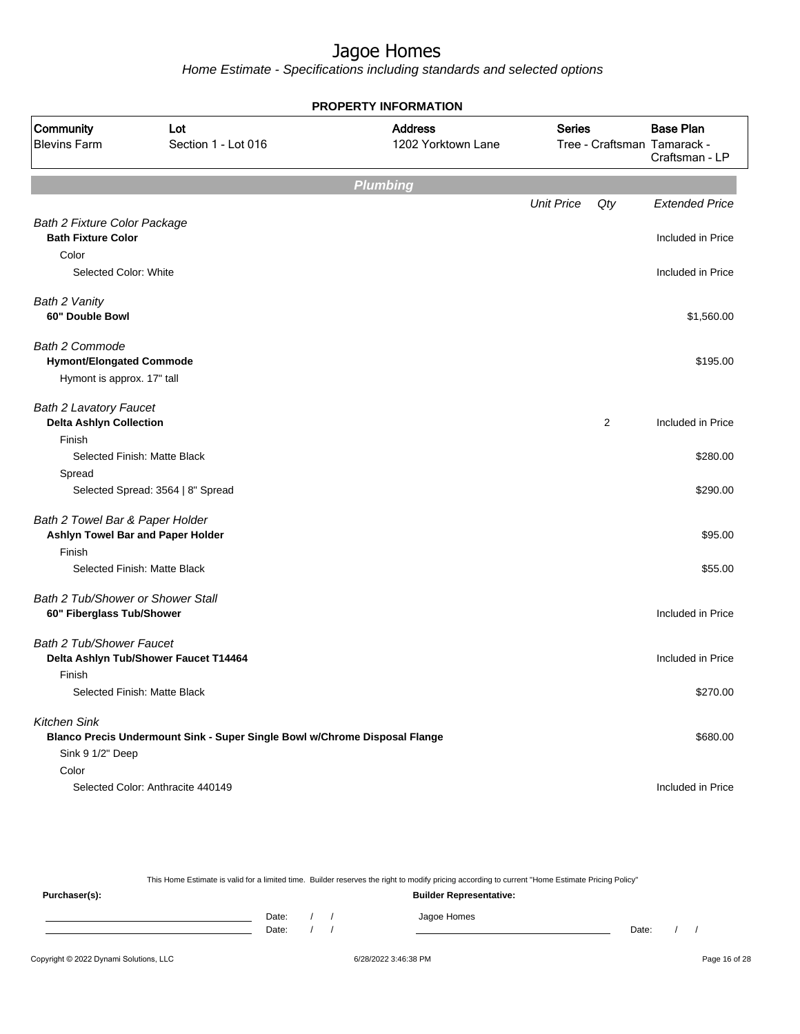# Jagoe Homes

*Home Estimate - Specifications including standards and selected options*

**PROPERTY INFORMATION**

| Community | Lot | Address | Series | Base Plan |
|---|---|---|---|---|
| Blevins Farm | Section 1 - Lot 016 | 1202 Yorktown Lane | Tree - Craftsman | Tamarack - Craftsman - LP |

## Plumbing

| | Unit Price | Qty | Extended Price |
|---|---|---|---|
| *Bath 2 Fixture Color Package* | | | |
| **Bath Fixture Color** | | | Included in Price |
| Color | | | |
| Selected Color: White | | | Included in Price |
| *Bath 2 Vanity* | | | |
| **60" Double Bowl** | | | $1,560.00 |
| *Bath 2 Commode* | | | |
| **Hymont/Elongated Commode** | | | $195.00 |
| Hymont is approx. 17" tall | | | |
| *Bath 2 Lavatory Faucet* | | | |
| **Delta Ashlyn Collection** | | 2 | Included in Price |
| Finish | | | |
| Selected Finish: Matte Black | | | $280.00 |
| Spread | | | |
| Selected Spread: 3564 \| 8" Spread | | | $290.00 |
| *Bath 2 Towel Bar & Paper Holder* | | | |
| **Ashlyn Towel Bar and Paper Holder** | | | $95.00 |
| Finish | | | |
| Selected Finish: Matte Black | | | $55.00 |
| *Bath 2 Tub/Shower or Shower Stall* | | | |
| **60" Fiberglass Tub/Shower** | | | Included in Price |
| *Bath 2 Tub/Shower Faucet* | | | |
| **Delta Ashlyn Tub/Shower Faucet T14464** | | | Included in Price |
| Finish | | | |
| Selected Finish: Matte Black | | | $270.00 |
| *Kitchen Sink* | | | |
| **Blanco Precis Undermount Sink - Super Single Bowl w/Chrome Disposal Flange** | | | $680.00 |
| Sink 9 1/2" Deep | | | |
| Color | | | |
| Selected Color: Anthracite 440149 | | | Included in Price |

This Home Estimate is valid for a limited time. Builder reserves the right to modify pricing according to current "Home Estimate Pricing Policy"

**Purchaser(s):**

Date: / /

Date: / /

**Builder Representative:**

Jagoe Homes

Date: / /

Copyright © 2022 Dynami Solutions, LLC — 6/28/2022 3:46:38 PM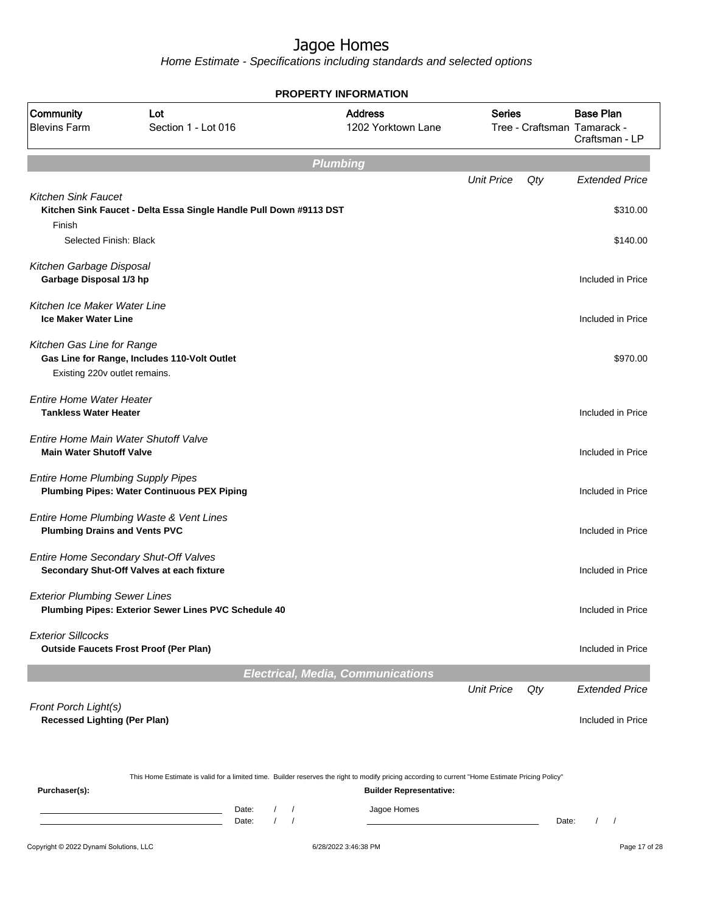# Jagoe Homes

*Home Estimate - Specifications including standards and selected options*

**PROPERTY INFORMATION**

| Community | Lot | Address | Series | Base Plan |
|---|---|---|---|---|
| Blevins Farm | Section 1 - Lot 016 | 1202 Yorktown Lane | Tree - Craftsman | Tamarack - Craftsman - LP |

## Plumbing

| | Unit Price | Qty | Extended Price |
|---|---|---|---|
| *Kitchen Sink Faucet* | | | |
| **Kitchen Sink Faucet - Delta Essa Single Handle Pull Down #9113 DST** | | | $310.00 |
| Finish | | | |
| Selected Finish: Black | | | $140.00 |
| *Kitchen Garbage Disposal* | | | |
| **Garbage Disposal 1/3 hp** | | | Included in Price |
| *Kitchen Ice Maker Water Line* | | | |
| **Ice Maker Water Line** | | | Included in Price |
| *Kitchen Gas Line for Range* | | | |
| **Gas Line for Range, Includes 110-Volt Outlet** | | | $970.00 |
| Existing 220v outlet remains. | | | |
| *Entire Home Water Heater* | | | |
| **Tankless Water Heater** | | | Included in Price |
| *Entire Home Main Water Shutoff Valve* | | | |
| **Main Water Shutoff Valve** | | | Included in Price |
| *Entire Home Plumbing Supply Pipes* | | | |
| **Plumbing Pipes: Water Continuous PEX Piping** | | | Included in Price |
| *Entire Home Plumbing Waste & Vent Lines* | | | |
| **Plumbing Drains and Vents PVC** | | | Included in Price |
| *Entire Home Secondary Shut-Off Valves* | | | |
| **Secondary Shut-Off Valves at each fixture** | | | Included in Price |
| *Exterior Plumbing Sewer Lines* | | | |
| **Plumbing Pipes: Exterior Sewer Lines PVC Schedule 40** | | | Included in Price |
| *Exterior Sillcocks* | | | |
| **Outside Faucets Frost Proof (Per Plan)** | | | Included in Price |

## Electrical, Media, Communications

| | Unit Price | Qty | Extended Price |
|---|---|---|---|
| *Front Porch Light(s)* | | | |
| **Recessed Lighting (Per Plan)** | | | Included in Price |

This Home Estimate is valid for a limited time. Builder reserves the right to modify pricing according to current "Home Estimate Pricing Policy"

**Purchaser(s):** **Builder Representative:**

Date: / / Jagoe Homes

Date: / / Date: / /

Copyright © 2022 Dynami Solutions, LLC 6/28/2022 3:46:38 PM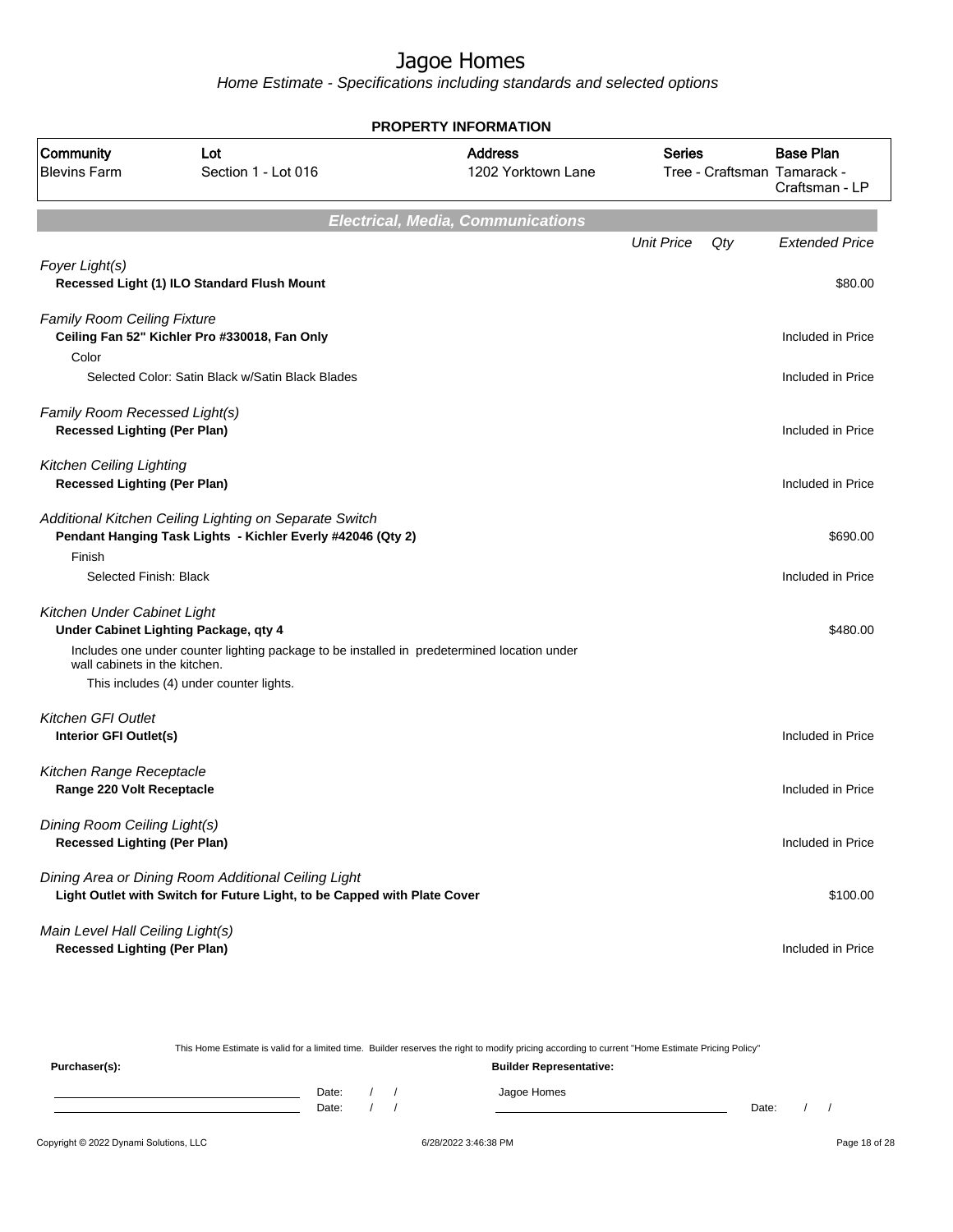# Jagoe Homes

Home Estimate - Specifications including standards and selected options

**PROPERTY INFORMATION**

| Community | Lot | Address | Series | Base Plan |
|---|---|---|---|---|
| Blevins Farm | Section 1 - Lot 016 | 1202 Yorktown Lane | Tree - Craftsman | Tamarack - Craftsman - LP |

## Electrical, Media, Communications

| | Unit Price | Qty | Extended Price |
|---|---|---|---|
| *Foyer Light(s)* | | | |
| **Recessed Light (1) ILO Standard Flush Mount** | | | $80.00 |
| *Family Room Ceiling Fixture* | | | |
| **Ceiling Fan 52" Kichler Pro #330018, Fan Only** | | | Included in Price |
| Color | | | |
| Selected Color: Satin Black w/Satin Black Blades | | | Included in Price |
| *Family Room Recessed Light(s)* | | | |
| **Recessed Lighting (Per Plan)** | | | Included in Price |
| *Kitchen Ceiling Lighting* | | | |
| **Recessed Lighting (Per Plan)** | | | Included in Price |
| *Additional Kitchen Ceiling Lighting on Separate Switch* | | | |
| **Pendant Hanging Task Lights - Kichler Everly #42046 (Qty 2)** | | | $690.00 |
| Finish | | | |
| Selected Finish: Black | | | Included in Price |
| *Kitchen Under Cabinet Light* | | | |
| **Under Cabinet Lighting Package, qty 4** | | | $480.00 |
| Includes one under counter lighting package to be installed in predetermined location under wall cabinets in the kitchen. This includes (4) under counter lights. | | | |
| *Kitchen GFI Outlet* | | | |
| **Interior GFI Outlet(s)** | | | Included in Price |
| *Kitchen Range Receptacle* | | | |
| **Range 220 Volt Receptacle** | | | Included in Price |
| *Dining Room Ceiling Light(s)* | | | |
| **Recessed Lighting (Per Plan)** | | | Included in Price |
| *Dining Area or Dining Room Additional Ceiling Light* | | | |
| **Light Outlet with Switch for Future Light, to be Capped with Plate Cover** | | | $100.00 |
| *Main Level Hall Ceiling Light(s)* | | | |
| **Recessed Lighting (Per Plan)** | | | Included in Price |

This Home Estimate is valid for a limited time. Builder reserves the right to modify pricing according to current "Home Estimate Pricing Policy"

**Purchaser(s):**

Date: / /

Date: / /

**Builder Representative:**

Jagoe Homes

Date: / /

Copyright © 2022 Dynami Solutions, LLC 6/28/2022 3:46:38 PM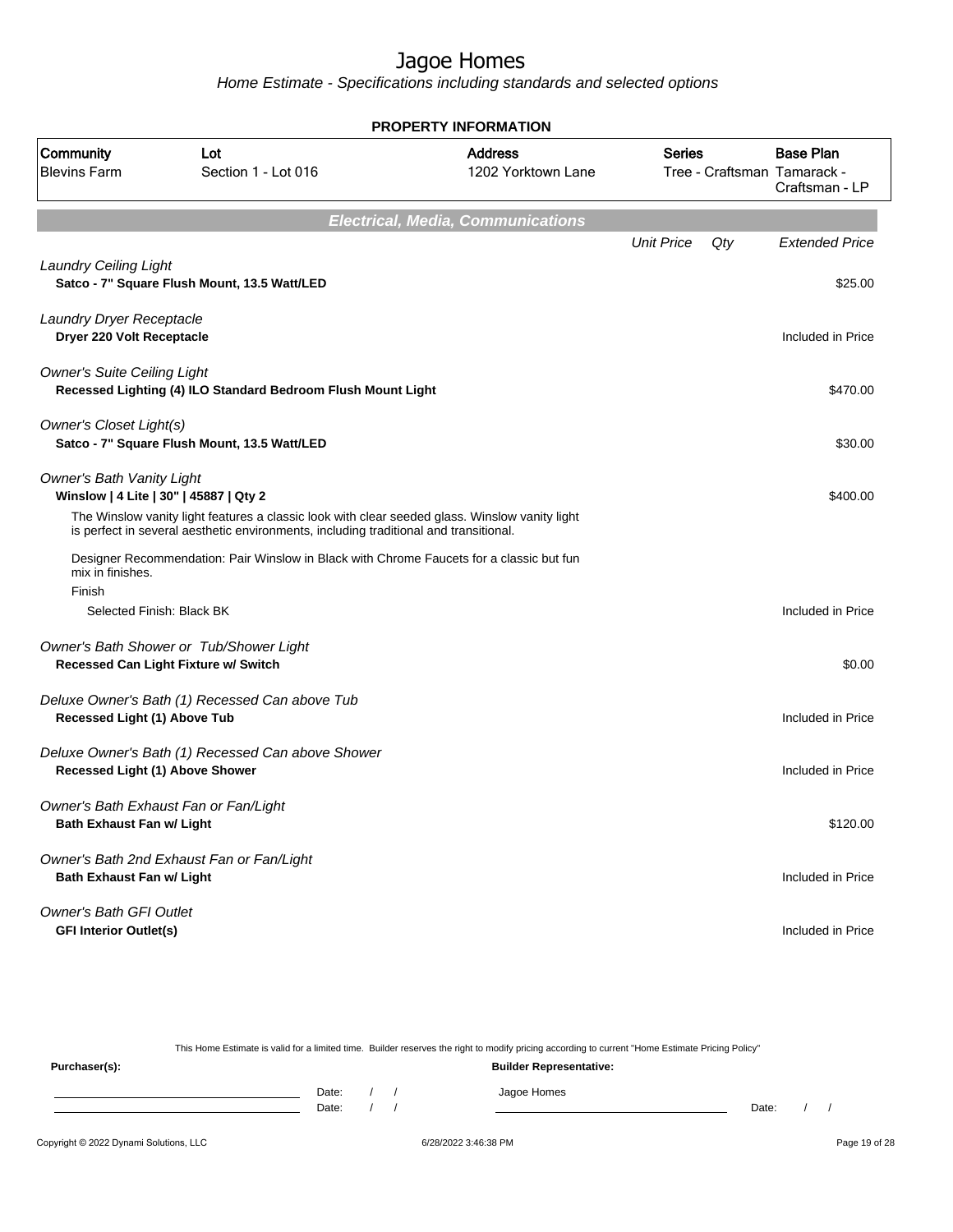# Jagoe Homes

*Home Estimate - Specifications including standards and selected options*

## PROPERTY INFORMATION

| Community | Lot | Address | Series | Base Plan |
|---|---|---|---|---|
| Blevins Farm | Section 1 - Lot 016 | 1202 Yorktown Lane | Tree - Craftsman | Tamarack - Craftsman - LP |

## Electrical, Media, Communications

| | Unit Price | Qty | Extended Price |
|---|---|---|---|
| *Laundry Ceiling Light* | | | |
| **Satco - 7" Square Flush Mount, 13.5 Watt/LED** | | | $25.00 |
| *Laundry Dryer Receptacle* | | | |
| **Dryer 220 Volt Receptacle** | | | Included in Price |
| *Owner's Suite Ceiling Light* | | | |
| **Recessed Lighting (4) ILO Standard Bedroom Flush Mount Light** | | | $470.00 |
| *Owner's Closet Light(s)* | | | |
| **Satco - 7" Square Flush Mount, 13.5 Watt/LED** | | | $30.00 |
| *Owner's Bath Vanity Light* | | | |
| **Winslow \| 4 Lite \| 30" \| 45887 \| Qty 2** | | | $400.00 |
| The Winslow vanity light features a classic look with clear seeded glass. Winslow vanity light is perfect in several aesthetic environments, including traditional and transitional. | | | |
| Designer Recommendation: Pair Winslow in Black with Chrome Faucets for a classic but fun mix in finishes. | | | |
| Finish | | | |
| Selected Finish: Black BK | | | Included in Price |
| *Owner's Bath Shower or Tub/Shower Light* | | | |
| **Recessed Can Light Fixture w/ Switch** | | | $0.00 |
| *Deluxe Owner's Bath (1) Recessed Can above Tub* | | | |
| **Recessed Light (1) Above Tub** | | | Included in Price |
| *Deluxe Owner's Bath (1) Recessed Can above Shower* | | | |
| **Recessed Light (1) Above Shower** | | | Included in Price |
| *Owner's Bath Exhaust Fan or Fan/Light* | | | |
| **Bath Exhaust Fan w/ Light** | | | $120.00 |
| *Owner's Bath 2nd Exhaust Fan or Fan/Light* | | | |
| **Bath Exhaust Fan w/ Light** | | | Included in Price |
| *Owner's Bath GFI Outlet* | | | |
| **GFI Interior Outlet(s)** | | | Included in Price |

This Home Estimate is valid for a limited time. Builder reserves the right to modify pricing according to current "Home Estimate Pricing Policy"

**Purchaser(s):** Date: / / Date: / /

**Builder Representative:** Jagoe Homes Date: / /

Copyright © 2022 Dynami Solutions, LLC 6/28/2022 3:46:38 PM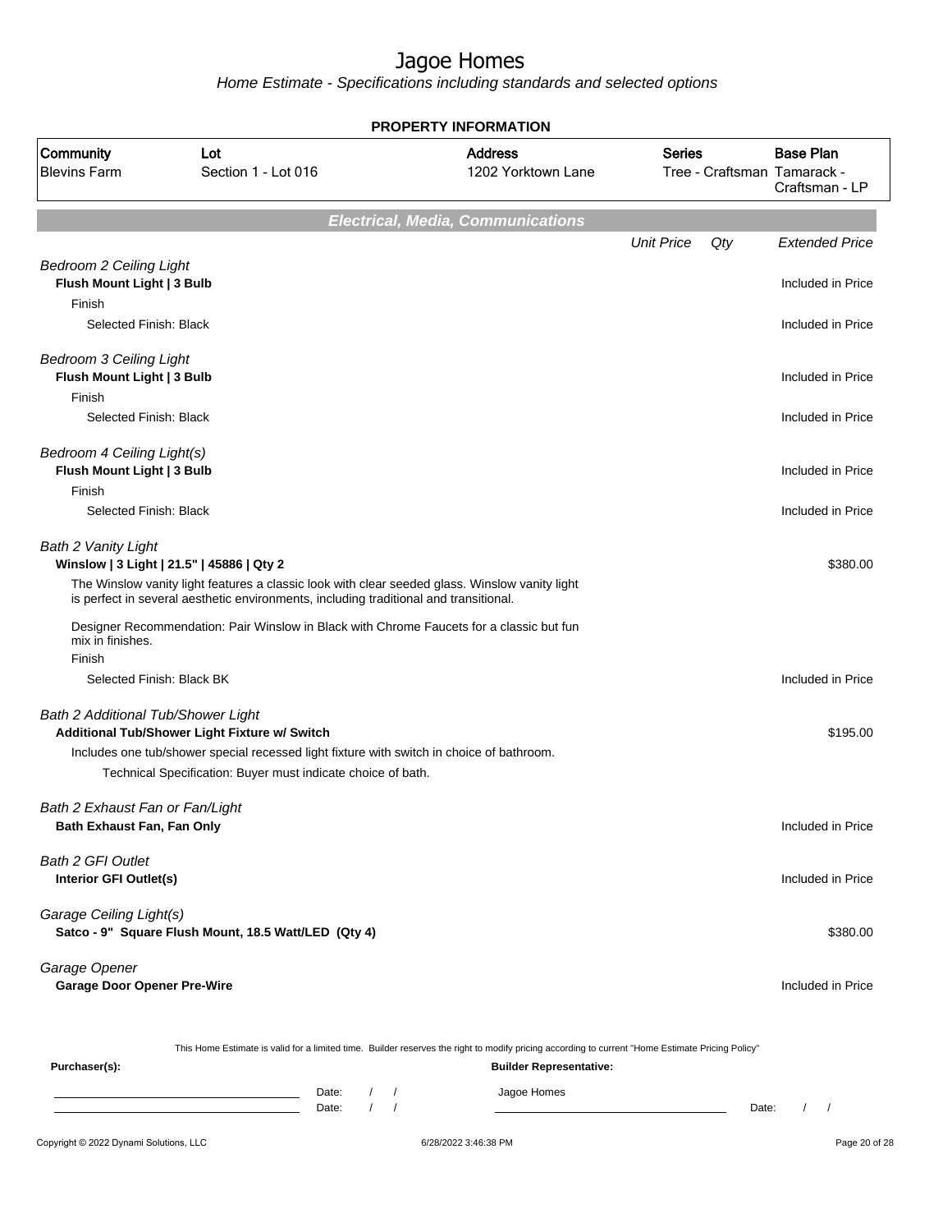# Jagoe Homes

*Home Estimate - Specifications including standards and selected options*

**PROPERTY INFORMATION**

| Community | Lot | Address | Series | Base Plan |
|---|---|---|---|---|
| Blevins Farm | Section 1 - Lot 016 | 1202 Yorktown Lane | Tree - Craftsman | Tamarack - Craftsman - LP |

## *Electrical, Media, Communications*

| | Unit Price | Qty | Extended Price |
|---|---|---|---|
| *Bedroom 2 Ceiling Light* | | | |
| **Flush Mount Light \| 3 Bulb** | | | Included in Price |
| Finish | | | |
| Selected Finish: Black | | | Included in Price |
| *Bedroom 3 Ceiling Light* | | | |
| **Flush Mount Light \| 3 Bulb** | | | Included in Price |
| Finish | | | |
| Selected Finish: Black | | | Included in Price |
| *Bedroom 4 Ceiling Light(s)* | | | |
| **Flush Mount Light \| 3 Bulb** | | | Included in Price |
| Finish | | | |
| Selected Finish: Black | | | Included in Price |
| *Bath 2 Vanity Light* | | | |
| **Winslow \| 3 Light \| 21.5" \| 45886 \| Qty 2** | | | $380.00 |
| The Winslow vanity light features a classic look with clear seeded glass. Winslow vanity light is perfect in several aesthetic environments, including traditional and transitional. | | | |
| Designer Recommendation: Pair Winslow in Black with Chrome Faucets for a classic but fun mix in finishes. | | | |
| Finish | | | |
| Selected Finish: Black BK | | | Included in Price |
| *Bath 2 Additional Tub/Shower Light* | | | |
| **Additional Tub/Shower Light Fixture w/ Switch** | | | $195.00 |
| Includes one tub/shower special recessed light fixture with switch in choice of bathroom. | | | |
| Technical Specification: Buyer must indicate choice of bath. | | | |
| *Bath 2 Exhaust Fan or Fan/Light* | | | |
| **Bath Exhaust Fan, Fan Only** | | | Included in Price |
| *Bath 2 GFI Outlet* | | | |
| **Interior GFI Outlet(s)** | | | Included in Price |
| *Garage Ceiling Light(s)* | | | |
| **Satco - 9" Square Flush Mount, 18.5 Watt/LED (Qty 4)** | | | $380.00 |
| *Garage Opener* | | | |
| **Garage Door Opener Pre-Wire** | | | Included in Price |

This Home Estimate is valid for a limited time. Builder reserves the right to modify pricing according to current "Home Estimate Pricing Policy"

**Purchaser(s):** **Builder Representative:**

______________________ Date: / / Jagoe Homes

______________________ Date: / / ______________________ Date: / /

Copyright © 2022 Dynami Solutions, LLC 6/28/2022 3:46:38 PM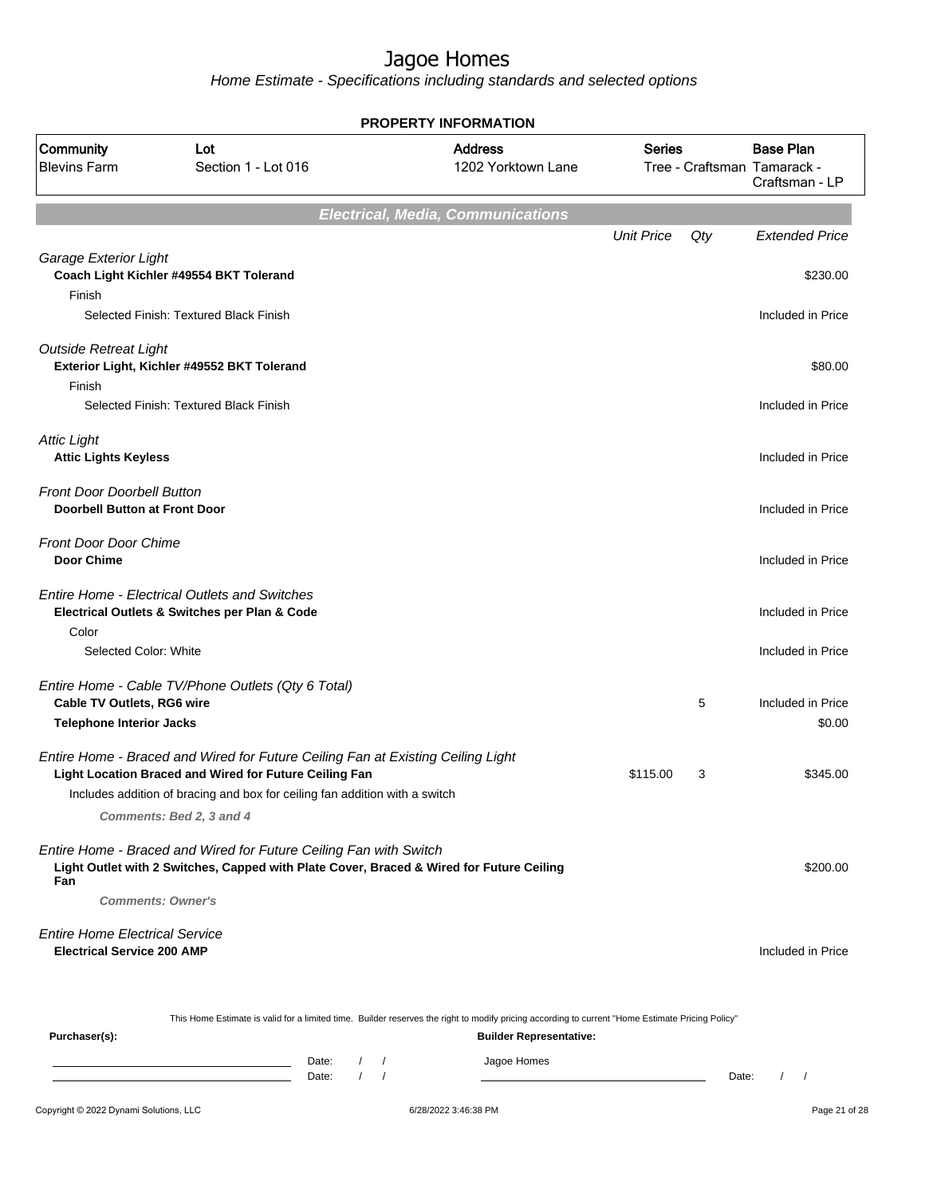# Jagoe Homes

*Home Estimate - Specifications including standards and selected options*

**PROPERTY INFORMATION**

| Community | Lot | Address | Series | Base Plan |
|---|---|---|---|---|
| Blevins Farm | Section 1 - Lot 016 | 1202 Yorktown Lane | Tree - Craftsman | Tamarack - Craftsman - LP |

## Electrical, Media, Communications

| | Unit Price | Qty | Extended Price |
|---|---|---|---|
| *Garage Exterior Light* | | | |
| **Coach Light Kichler #49554 BKT Tolerand** | | | $230.00 |
| Finish | | | |
| Selected Finish: Textured Black Finish | | | Included in Price |
| *Outside Retreat Light* | | | |
| **Exterior Light, Kichler #49552 BKT Tolerand** | | | $80.00 |
| Finish | | | |
| Selected Finish: Textured Black Finish | | | Included in Price |
| *Attic Light* | | | |
| **Attic Lights Keyless** | | | Included in Price |
| *Front Door Doorbell Button* | | | |
| **Doorbell Button at Front Door** | | | Included in Price |
| *Front Door Door Chime* | | | |
| **Door Chime** | | | Included in Price |
| *Entire Home - Electrical Outlets and Switches* | | | |
| **Electrical Outlets & Switches per Plan & Code** | | | Included in Price |
| Color | | | |
| Selected Color: White | | | Included in Price |
| *Entire Home - Cable TV/Phone Outlets (Qty 6 Total)* | | | |
| **Cable TV Outlets, RG6 wire** | | 5 | Included in Price |
| **Telephone Interior Jacks** | | | $0.00 |
| *Entire Home - Braced and Wired for Future Ceiling Fan at Existing Ceiling Light* | | | |
| **Light Location Braced and Wired for Future Ceiling Fan** | $115.00 | 3 | $345.00 |
| Includes addition of bracing and box for ceiling fan addition with a switch | | | |
| ***Comments: Bed 2, 3 and 4*** | | | |
| *Entire Home - Braced and Wired for Future Ceiling Fan with Switch* | | | |
| **Light Outlet with 2 Switches, Capped with Plate Cover, Braced & Wired for Future Ceiling Fan** | | | $200.00 |
| ***Comments: Owner's*** | | | |
| *Entire Home Electrical Service* | | | |
| **Electrical Service 200 AMP** | | | Included in Price |

This Home Estimate is valid for a limited time. Builder reserves the right to modify pricing according to current "Home Estimate Pricing Policy"

**Purchaser(s):**

\_\_\_\_\_\_\_\_\_\_\_\_\_\_\_\_\_\_\_\_ Date: / /

\_\_\_\_\_\_\_\_\_\_\_\_\_\_\_\_\_\_\_\_ Date: / /

**Builder Representative:**

Jagoe Homes

\_\_\_\_\_\_\_\_\_\_\_\_\_\_\_\_\_\_\_\_ Date: / /

Copyright © 2022 Dynami Solutions, LLC 6/28/2022 3:46:38 PM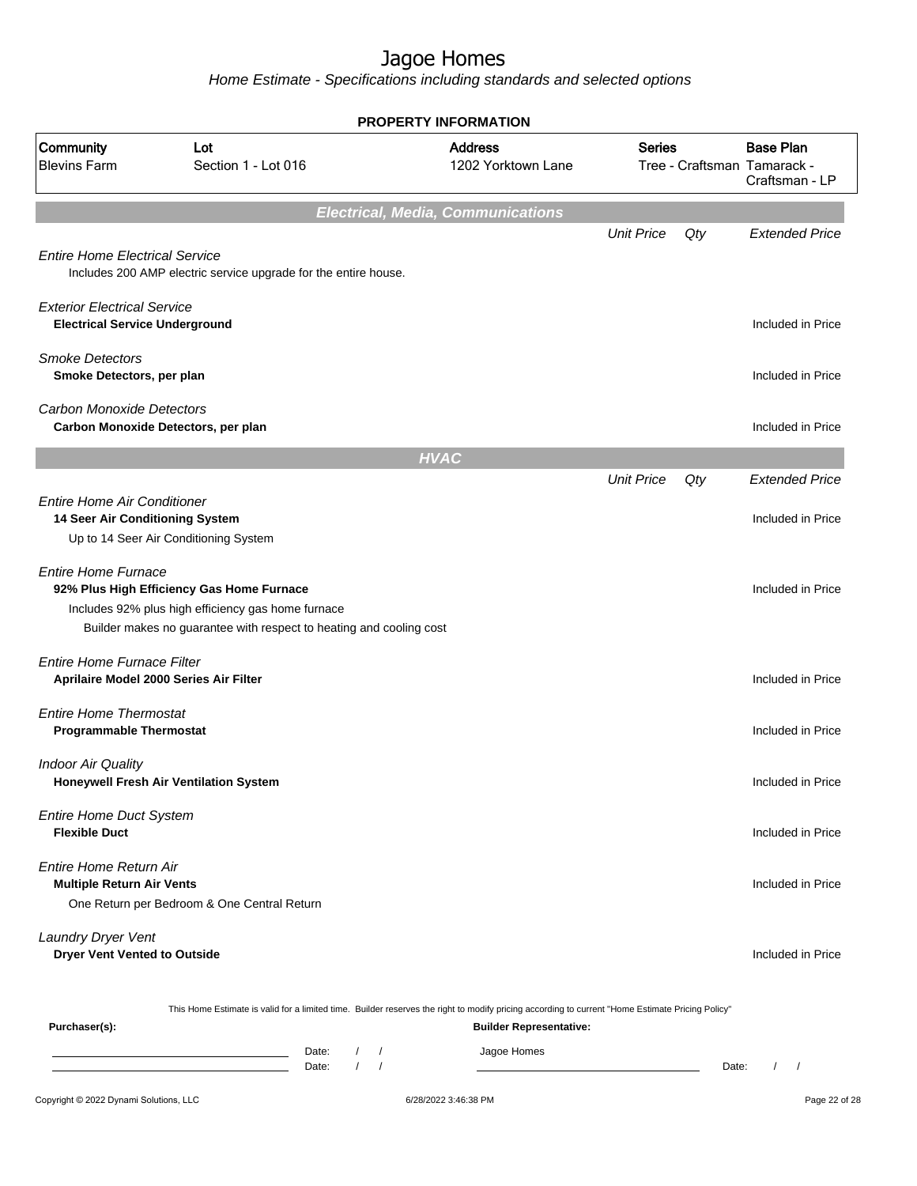# Jagoe Homes

*Home Estimate - Specifications including standards and selected options*

## PROPERTY INFORMATION

| Community | Lot | Address | Series | Base Plan |
|---|---|---|---|---|
| Blevins Farm | Section 1 - Lot 016 | 1202 Yorktown Lane | Tree - Craftsman | Tamarack - Craftsman - LP |

## Electrical, Media, Communications

| | Unit Price | Qty | Extended Price |
|---|---|---|---|
| *Entire Home Electrical Service* | | | |
| Includes 200 AMP electric service upgrade for the entire house. | | | |
| *Exterior Electrical Service* | | | |
| **Electrical Service Underground** | | | Included in Price |
| *Smoke Detectors* | | | |
| **Smoke Detectors, per plan** | | | Included in Price |
| *Carbon Monoxide Detectors* | | | |
| **Carbon Monoxide Detectors, per plan** | | | Included in Price |

## HVAC

| | Unit Price | Qty | Extended Price |
|---|---|---|---|
| *Entire Home Air Conditioner* | | | |
| **14 Seer Air Conditioning System** | | | Included in Price |
| Up to 14 Seer Air Conditioning System | | | |
| *Entire Home Furnace* | | | |
| **92% Plus High Efficiency Gas Home Furnace** | | | Included in Price |
| Includes 92% plus high efficiency gas home furnace | | | |
| Builder makes no guarantee with respect to heating and cooling cost | | | |
| *Entire Home Furnace Filter* | | | |
| **Aprilaire Model 2000 Series Air Filter** | | | Included in Price |
| *Entire Home Thermostat* | | | |
| **Programmable Thermostat** | | | Included in Price |
| *Indoor Air Quality* | | | |
| **Honeywell Fresh Air Ventilation System** | | | Included in Price |
| *Entire Home Duct System* | | | |
| **Flexible Duct** | | | Included in Price |
| *Entire Home Return Air* | | | |
| **Multiple Return Air Vents** | | | Included in Price |
| One Return per Bedroom & One Central Return | | | |
| *Laundry Dryer Vent* | | | |
| **Dryer Vent Vented to Outside** | | | Included in Price |

This Home Estimate is valid for a limited time. Builder reserves the right to modify pricing according to current "Home Estimate Pricing Policy"

**Purchaser(s):**

Date: / /

Date: / /

**Builder Representative:**

Jagoe Homes

Date: / /

Copyright © 2022 Dynami Solutions, LLC — 6/28/2022 3:46:38 PM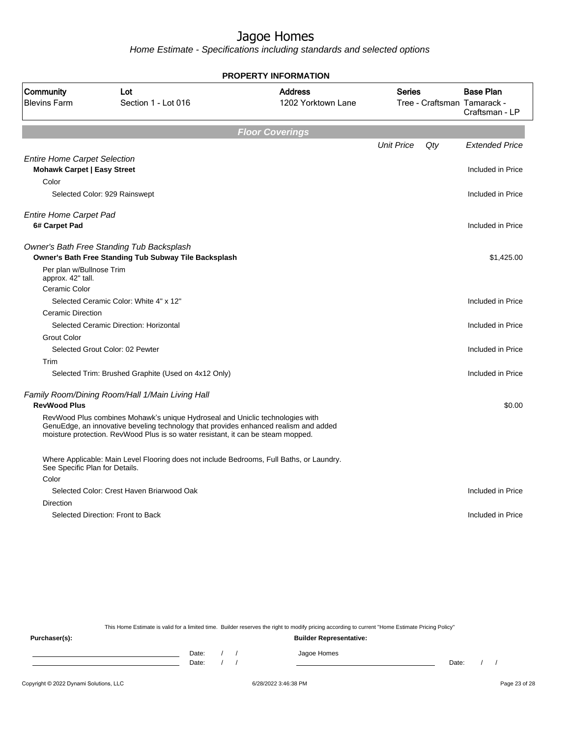# Jagoe Homes

*Home Estimate - Specifications including standards and selected options*

## PROPERTY INFORMATION

| Community | Lot | Address | Series | Base Plan |
|---|---|---|---|---|
| Blevins Farm | Section 1 - Lot 016 | 1202 Yorktown Lane | Tree - Craftsman | Tamarack - Craftsman - LP |

## Floor Coverings

| | Unit Price | Qty | Extended Price |
|---|---|---|---|
| *Entire Home Carpet Selection* | | | |
| **Mohawk Carpet \| Easy Street** | | | Included in Price |
| Color | | | |
| Selected Color: 929 Rainswept | | | Included in Price |
| *Entire Home Carpet Pad* | | | |
| **6# Carpet Pad** | | | Included in Price |
| *Owner's Bath Free Standing Tub Backsplash* | | | |
| **Owner's Bath Free Standing Tub Subway Tile Backsplash** | | | $1,425.00 |
| Per plan w/Bullnose Trim approx. 42" tall. | | | |
| Ceramic Color | | | |
| Selected Ceramic Color: White 4" x 12" | | | Included in Price |
| Ceramic Direction | | | |
| Selected Ceramic Direction: Horizontal | | | Included in Price |
| Grout Color | | | |
| Selected Grout Color: 02 Pewter | | | Included in Price |
| Trim | | | |
| Selected Trim: Brushed Graphite (Used on 4x12 Only) | | | Included in Price |
| *Family Room/Dining Room/Hall 1/Main Living Hall* | | | |
| **RevWood Plus** | | | $0.00 |
| RevWood Plus combines Mohawk's unique Hydroseal and Uniclic technologies with GenuEdge, an innovative beveling technology that provides enhanced realism and added moisture protection. RevWood Plus is so water resistant, it can be steam mopped.<br><br>Where Applicable: Main Level Flooring does not include Bedrooms, Full Baths, or Laundry. See Specific Plan for Details. | | | |
| Color | | | |
| Selected Color: Crest Haven Briarwood Oak | | | Included in Price |
| Direction | | | |
| Selected Direction: Front to Back | | | Included in Price |

This Home Estimate is valid for a limited time. Builder reserves the right to modify pricing according to current "Home Estimate Pricing Policy"

**Purchaser(s):**

Date: / /

Date: / /

**Builder Representative:**

Jagoe Homes

Date: / /

Copyright © 2022 Dynami Solutions, LLC — 6/28/2022 3:46:38 PM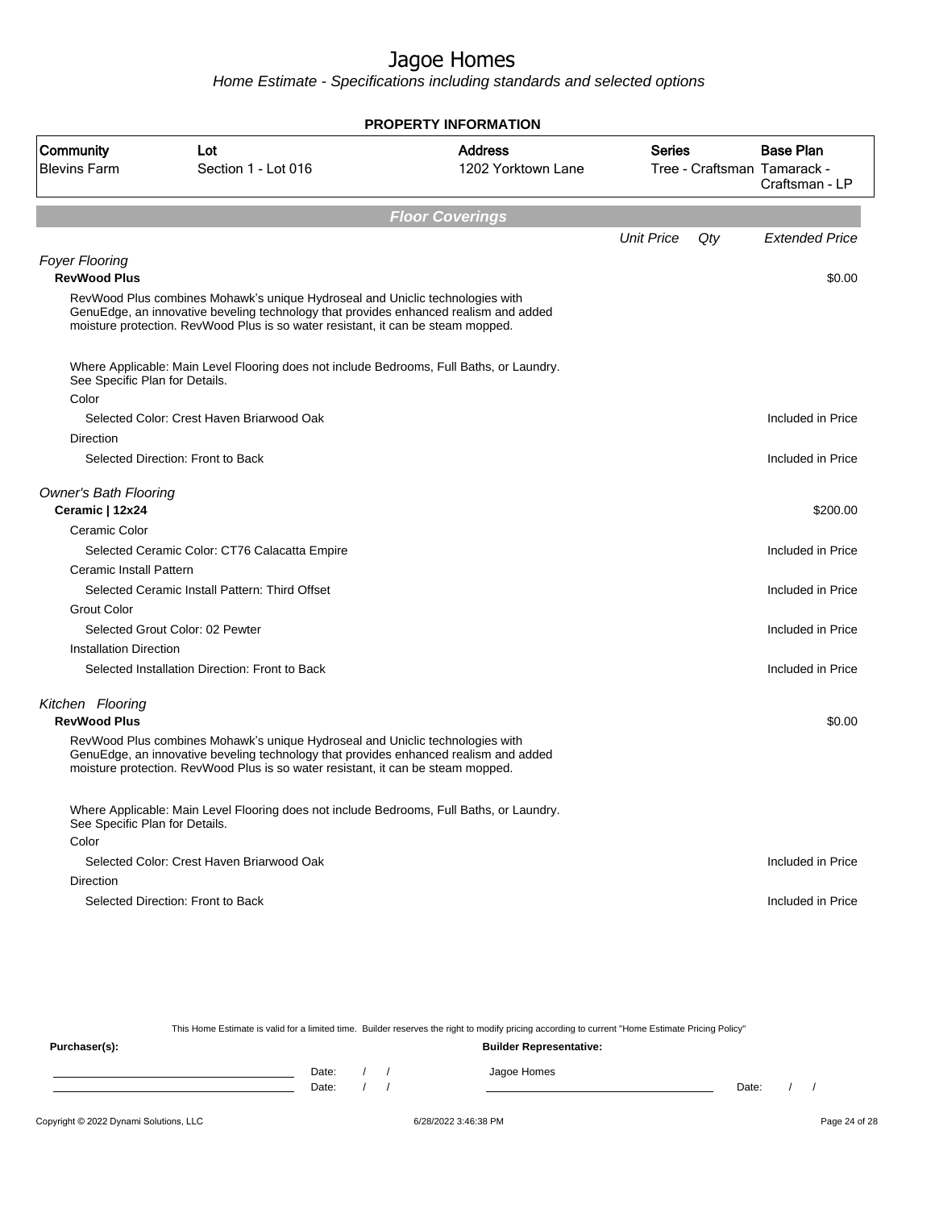# Jagoe Homes

*Home Estimate - Specifications including standards and selected options*

## PROPERTY INFORMATION

| Community | Lot | Address | Series | Base Plan |
|---|---|---|---|---|
| Blevins Farm | Section 1 - Lot 016 | 1202 Yorktown Lane | Tree - Craftsman | Tamarack - Craftsman - LP |

## Floor Coverings

| | Unit Price | Qty | Extended Price |
|---|---|---|---|
| *Foyer Flooring* | | | |
| **RevWood Plus** | | | $0.00 |
| RevWood Plus combines Mohawk's unique Hydroseal and Uniclic technologies with GenuEdge, an innovative beveling technology that provides enhanced realism and added moisture protection. RevWood Plus is so water resistant, it can be steam mopped.<br><br>Where Applicable: Main Level Flooring does not include Bedrooms, Full Baths, or Laundry. See Specific Plan for Details. | | | |
| Color | | | |
| Selected Color: Crest Haven Briarwood Oak | | | Included in Price |
| Direction | | | |
| Selected Direction: Front to Back | | | Included in Price |
| *Owner's Bath Flooring* | | | |
| **Ceramic \| 12x24** | | | $200.00 |
| Ceramic Color | | | |
| Selected Ceramic Color: CT76 Calacatta Empire | | | Included in Price |
| Ceramic Install Pattern | | | |
| Selected Ceramic Install Pattern: Third Offset | | | Included in Price |
| Grout Color | | | |
| Selected Grout Color: 02 Pewter | | | Included in Price |
| Installation Direction | | | |
| Selected Installation Direction: Front to Back | | | Included in Price |
| *Kitchen Flooring* | | | |
| **RevWood Plus** | | | $0.00 |
| RevWood Plus combines Mohawk's unique Hydroseal and Uniclic technologies with GenuEdge, an innovative beveling technology that provides enhanced realism and added moisture protection. RevWood Plus is so water resistant, it can be steam mopped.<br><br>Where Applicable: Main Level Flooring does not include Bedrooms, Full Baths, or Laundry. See Specific Plan for Details. | | | |
| Color | | | |
| Selected Color: Crest Haven Briarwood Oak | | | Included in Price |
| Direction | | | |
| Selected Direction: Front to Back | | | Included in Price |

This Home Estimate is valid for a limited time. Builder reserves the right to modify pricing according to current "Home Estimate Pricing Policy"

**Purchaser(s):** **Builder Representative:**

Date: / / Jagoe Homes

Date: / / Date: / /

Copyright © 2022 Dynami Solutions, LLC 6/28/2022 3:46:38 PM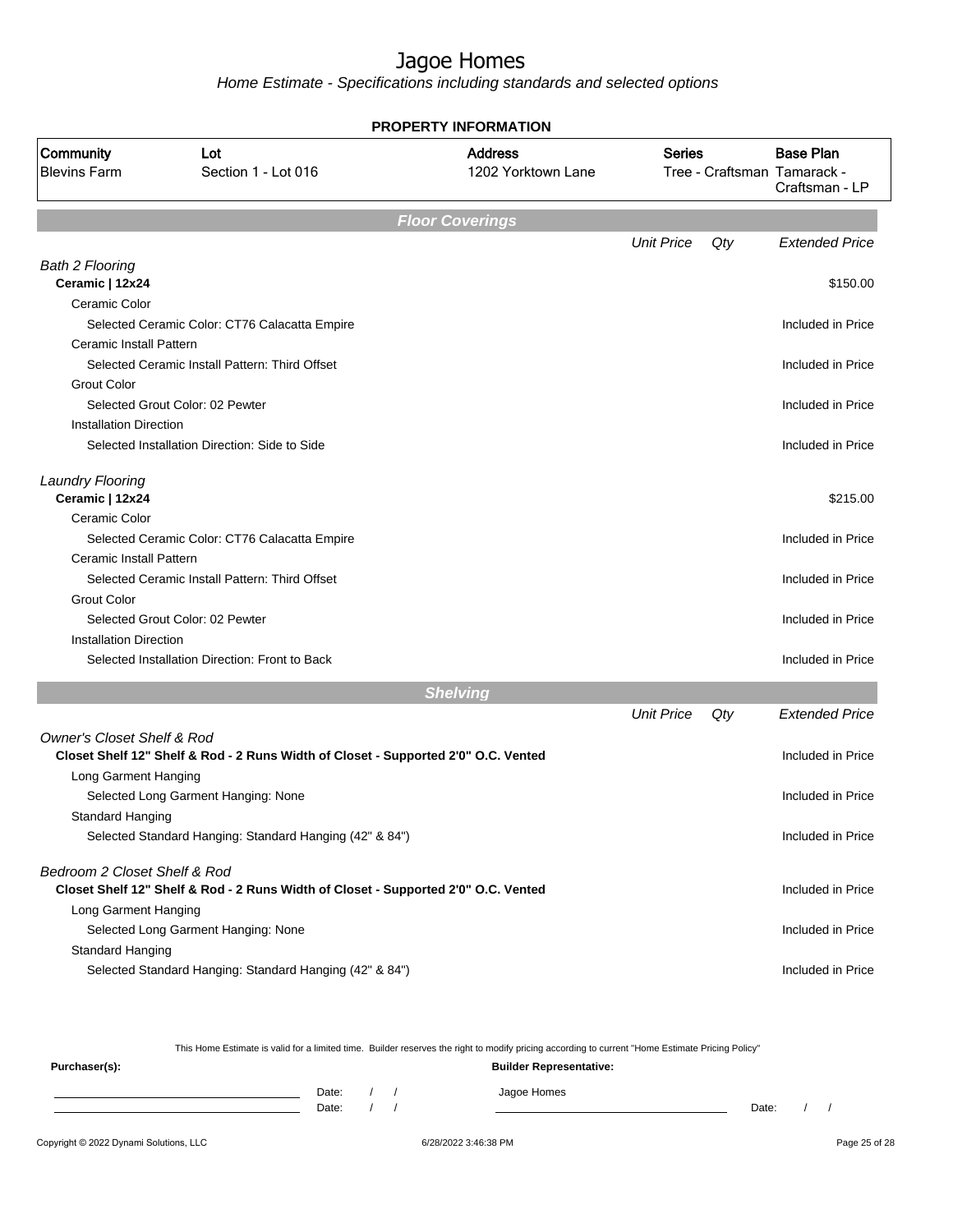# Jagoe Homes

*Home Estimate - Specifications including standards and selected options*

## PROPERTY INFORMATION

| Community | Lot | Address | Series | Base Plan |
|---|---|---|---|---|
| Blevins Farm | Section 1 - Lot 016 | 1202 Yorktown Lane | Tree - Craftsman | Tamarack - Craftsman - LP |

## Floor Coverings

| | Unit Price | Qty | Extended Price |
|---|---|---|---|
| *Bath 2 Flooring* | | | |
| **Ceramic \| 12x24** | | | $150.00 |
| Ceramic Color | | | |
| Selected Ceramic Color: CT76 Calacatta Empire | | | Included in Price |
| Ceramic Install Pattern | | | |
| Selected Ceramic Install Pattern: Third Offset | | | Included in Price |
| Grout Color | | | |
| Selected Grout Color: 02 Pewter | | | Included in Price |
| Installation Direction | | | |
| Selected Installation Direction: Side to Side | | | Included in Price |
| *Laundry Flooring* | | | |
| **Ceramic \| 12x24** | | | $215.00 |
| Ceramic Color | | | |
| Selected Ceramic Color: CT76 Calacatta Empire | | | Included in Price |
| Ceramic Install Pattern | | | |
| Selected Ceramic Install Pattern: Third Offset | | | Included in Price |
| Grout Color | | | |
| Selected Grout Color: 02 Pewter | | | Included in Price |
| Installation Direction | | | |
| Selected Installation Direction: Front to Back | | | Included in Price |

## Shelving

| | Unit Price | Qty | Extended Price |
|---|---|---|---|
| *Owner's Closet Shelf & Rod* | | | |
| **Closet Shelf 12" Shelf & Rod - 2 Runs Width of Closet - Supported 2'0" O.C. Vented** | | | Included in Price |
| Long Garment Hanging | | | |
| Selected Long Garment Hanging: None | | | Included in Price |
| Standard Hanging | | | |
| Selected Standard Hanging: Standard Hanging (42" & 84") | | | Included in Price |
| *Bedroom 2 Closet Shelf & Rod* | | | |
| **Closet Shelf 12" Shelf & Rod - 2 Runs Width of Closet - Supported 2'0" O.C. Vented** | | | Included in Price |
| Long Garment Hanging | | | |
| Selected Long Garment Hanging: None | | | Included in Price |
| Standard Hanging | | | |
| Selected Standard Hanging: Standard Hanging (42" & 84") | | | Included in Price |

This Home Estimate is valid for a limited time. Builder reserves the right to modify pricing according to current "Home Estimate Pricing Policy"

**Purchaser(s):** Date: / / Date: / /

**Builder Representative:** Jagoe Homes Date: / /

Copyright © 2022 Dynami Solutions, LLC 6/28/2022 3:46:38 PM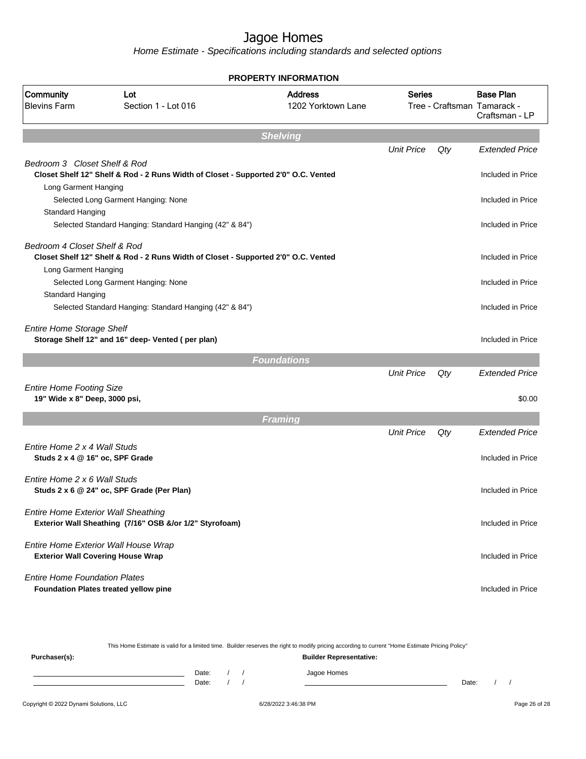# Jagoe Homes

*Home Estimate - Specifications including standards and selected options*

**PROPERTY INFORMATION**

| Community | Lot | Address | Series | Base Plan |
|---|---|---|---|---|
| Blevins Farm | Section 1 - Lot 016 | 1202 Yorktown Lane | Tree - Craftsman | Tamarack - Craftsman - LP |

## Shelving

| | Unit Price | Qty | Extended Price |
|---|---|---|---|
| *Bedroom 3 Closet Shelf & Rod* | | | |
| **Closet Shelf 12" Shelf & Rod - 2 Runs Width of Closet - Supported 2'0" O.C. Vented** | | | Included in Price |
| Long Garment Hanging | | | |
| Selected Long Garment Hanging: None | | | Included in Price |
| Standard Hanging | | | |
| Selected Standard Hanging: Standard Hanging (42" & 84") | | | Included in Price |
| *Bedroom 4 Closet Shelf & Rod* | | | |
| **Closet Shelf 12" Shelf & Rod - 2 Runs Width of Closet - Supported 2'0" O.C. Vented** | | | Included in Price |
| Long Garment Hanging | | | |
| Selected Long Garment Hanging: None | | | Included in Price |
| Standard Hanging | | | |
| Selected Standard Hanging: Standard Hanging (42" & 84") | | | Included in Price |
| *Entire Home Storage Shelf* | | | |
| **Storage Shelf 12" and 16" deep- Vented ( per plan)** | | | Included in Price |

## Foundations

| | Unit Price | Qty | Extended Price |
|---|---|---|---|
| *Entire Home Footing Size* | | | |
| **19" Wide x 8" Deep, 3000 psi,** | | | $0.00 |

## Framing

| | Unit Price | Qty | Extended Price |
|---|---|---|---|
| *Entire Home 2 x 4 Wall Studs* | | | |
| **Studs 2 x 4 @ 16" oc, SPF Grade** | | | Included in Price |
| *Entire Home 2 x 6 Wall Studs* | | | |
| **Studs 2 x 6 @ 24" oc, SPF Grade (Per Plan)** | | | Included in Price |
| *Entire Home Exterior Wall Sheathing* | | | |
| **Exterior Wall Sheathing (7/16" OSB &/or 1/2" Styrofoam)** | | | Included in Price |
| *Entire Home Exterior Wall House Wrap* | | | |
| **Exterior Wall Covering House Wrap** | | | Included in Price |
| *Entire Home Foundation Plates* | | | |
| **Foundation Plates treated yellow pine** | | | Included in Price |

This Home Estimate is valid for a limited time. Builder reserves the right to modify pricing according to current "Home Estimate Pricing Policy"

**Purchaser(s):** Date: / / Date: / /

**Builder Representative:** Jagoe Homes Date: / /

Copyright © 2022 Dynami Solutions, LLC — 6/28/2022 3:46:38 PM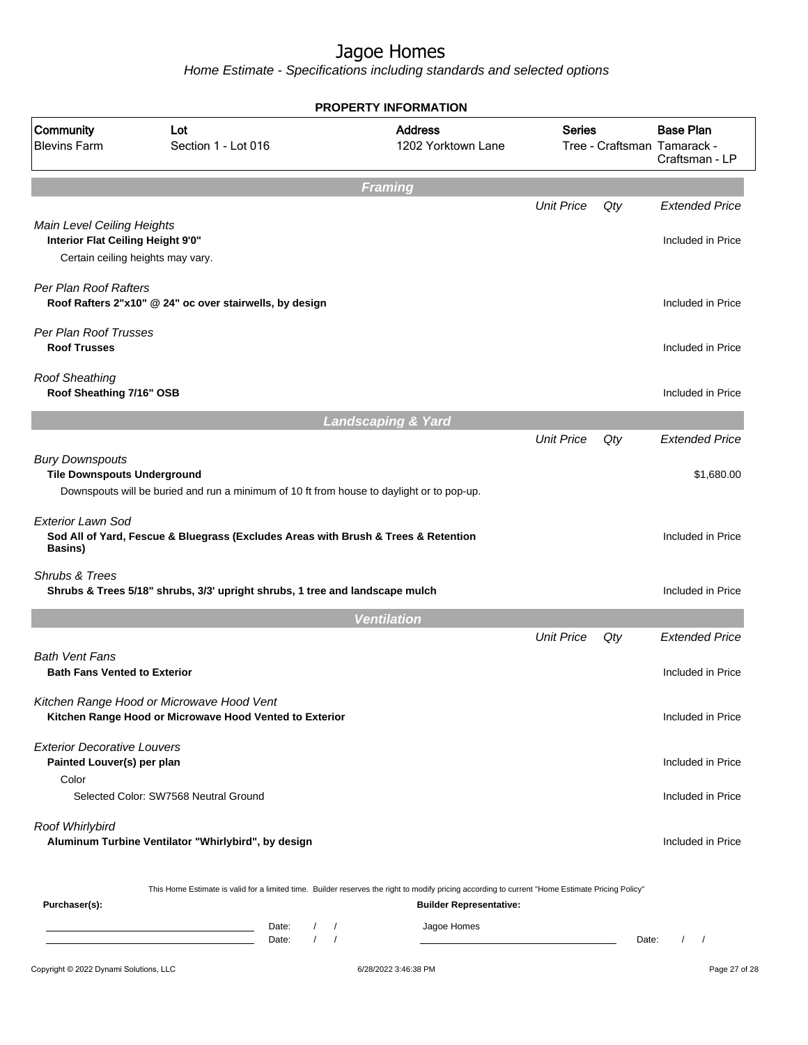# Jagoe Homes

*Home Estimate - Specifications including standards and selected options*

## PROPERTY INFORMATION

| Community | Lot | Address | Series | Base Plan |
|---|---|---|---|---|
| Blevins Farm | Section 1 - Lot 016 | 1202 Yorktown Lane | Tree - Craftsman | Tamarack - Craftsman - LP |

## Framing

| | Unit Price | Qty | Extended Price |
|---|---|---|---|
| *Main Level Ceiling Heights* | | | |
| **Interior Flat Ceiling Height 9'0"** | | | Included in Price |
| Certain ceiling heights may vary. | | | |
| *Per Plan Roof Rafters* | | | |
| **Roof Rafters 2"x10" @ 24" oc over stairwells, by design** | | | Included in Price |
| *Per Plan Roof Trusses* | | | |
| **Roof Trusses** | | | Included in Price |
| *Roof Sheathing* | | | |
| **Roof Sheathing 7/16" OSB** | | | Included in Price |

## Landscaping & Yard

| | Unit Price | Qty | Extended Price |
|---|---|---|---|
| *Bury Downspouts* | | | |
| **Tile Downspouts Underground** | | | $1,680.00 |
| Downspouts will be buried and run a minimum of 10 ft from house to daylight or to pop-up. | | | |
| *Exterior Lawn Sod* | | | |
| **Sod All of Yard, Fescue & Bluegrass (Excludes Areas with Brush & Trees & Retention Basins)** | | | Included in Price |
| *Shrubs & Trees* | | | |
| **Shrubs & Trees 5/18" shrubs, 3/3' upright shrubs, 1 tree and landscape mulch** | | | Included in Price |

## Ventilation

| | Unit Price | Qty | Extended Price |
|---|---|---|---|
| *Bath Vent Fans* | | | |
| **Bath Fans Vented to Exterior** | | | Included in Price |
| *Kitchen Range Hood or Microwave Hood Vent* | | | |
| **Kitchen Range Hood or Microwave Hood Vented to Exterior** | | | Included in Price |
| *Exterior Decorative Louvers* | | | |
| **Painted Louver(s) per plan** | | | Included in Price |
| Color | | | |
| Selected Color: SW7568 Neutral Ground | | | Included in Price |
| *Roof Whirlybird* | | | |
| **Aluminum Turbine Ventilator "Whirlybird", by design** | | | Included in Price |

This Home Estimate is valid for a limited time. Builder reserves the right to modify pricing according to current "Home Estimate Pricing Policy"

**Purchaser(s):**

_______________________ Date: / /

_______________________ Date: / /

**Builder Representative:**

Jagoe Homes

_______________________ Date: / /

Copyright © 2022 Dynami Solutions, LLC — 6/28/2022 3:46:38 PM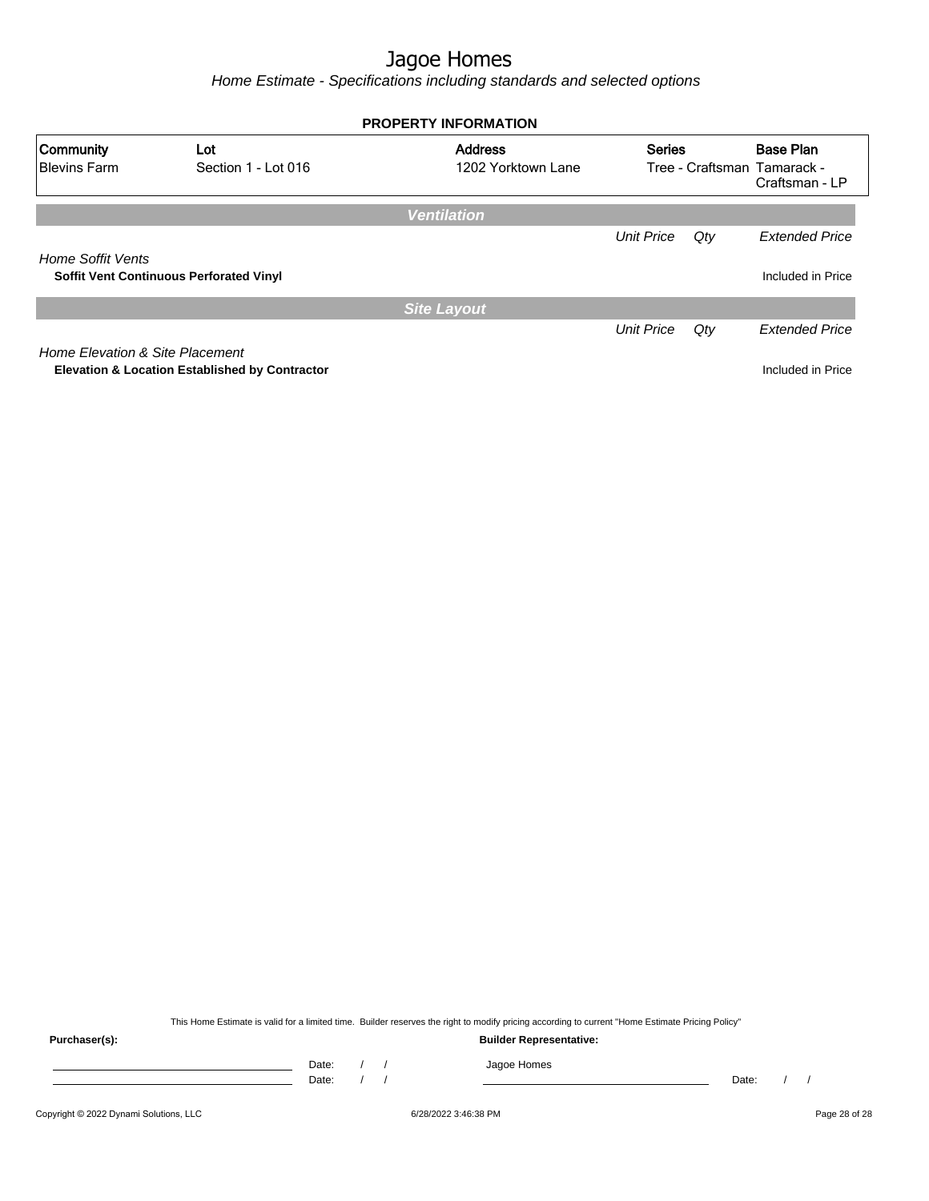# Jagoe Homes

*Home Estimate - Specifications including standards and selected options*

**PROPERTY INFORMATION**

| Community | Lot | Address | Series | Base Plan |
| --- | --- | --- | --- | --- |
| Blevins Farm | Section 1 - Lot 016 | 1202 Yorktown Lane | Tree - Craftsman | Tamarack - Craftsman - LP |

## Ventilation

| | *Unit Price* | *Qty* | *Extended Price* |
| --- | --- | --- | --- |
| *Home Soffit Vents* | | | |
| **Soffit Vent Continuous Perforated Vinyl** | | | Included in Price |

## Site Layout

| | *Unit Price* | *Qty* | *Extended Price* |
| --- | --- | --- | --- |
| *Home Elevation & Site Placement* | | | |
| **Elevation & Location Established by Contractor** | | | Included in Price |

This Home Estimate is valid for a limited time. Builder reserves the right to modify pricing according to current "Home Estimate Pricing Policy"

**Purchaser(s):**

Date: / /

Date: / /

**Builder Representative:**

Jagoe Homes

Date: / /

Copyright © 2022 Dynami Solutions, LLC

6/28/2022 3:46:38 PM